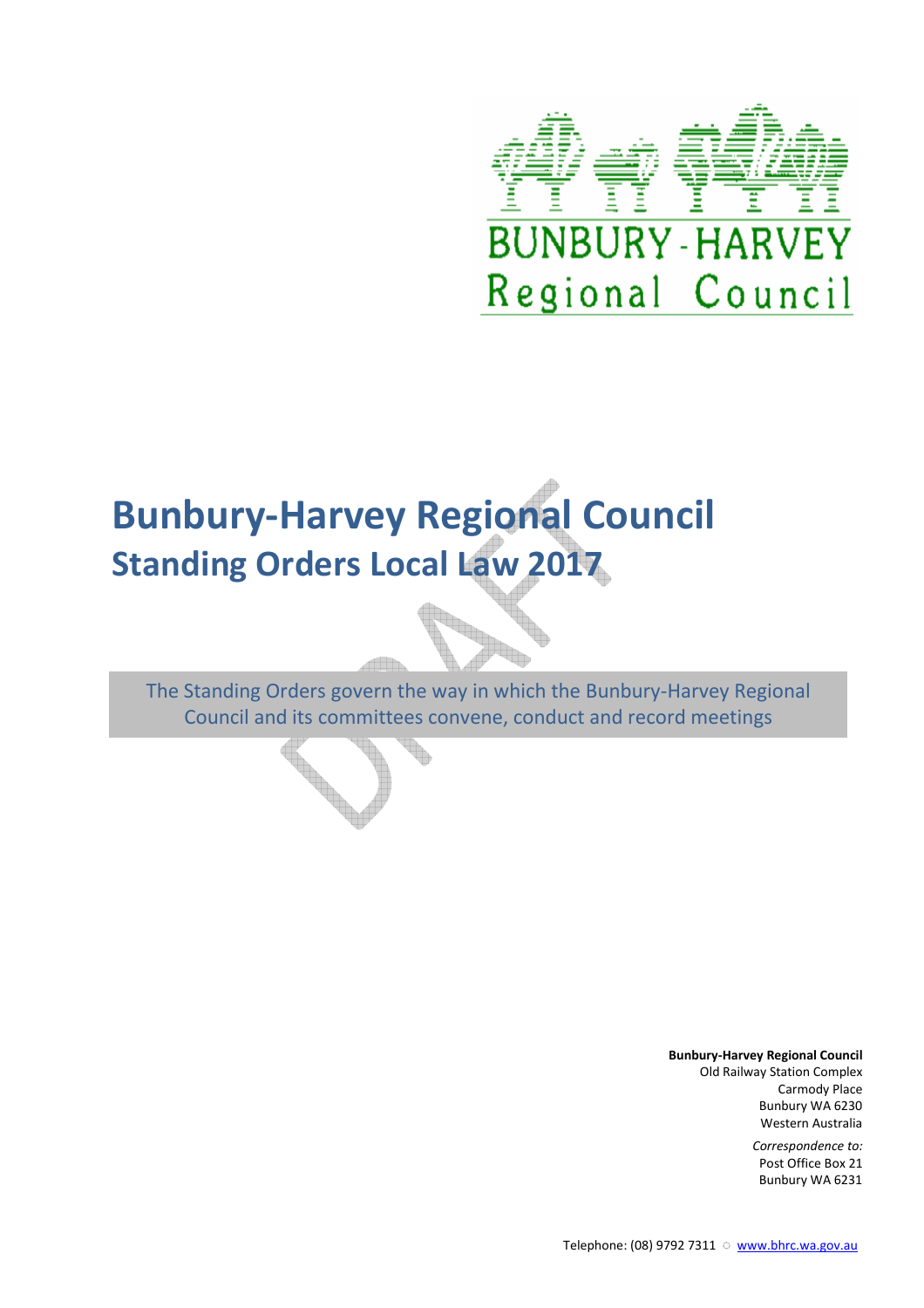BUNBURY-HARVEY
Regional Council

# Bunbury-Harvey Regional Council
## Standing Orders Local Law 2017

The Standing Orders govern the way in which the Bunbury-Harvey Regional Council and its committees convene, conduct and record meetings

**Bunbury-Harvey Regional Council**
Old Railway Station Complex
Carmody Place
Bunbury WA 6230
Western Australia

*Correspondence to:*
Post Office Box 21
Bunbury WA 6231

Telephone: (08) 9792 7311 ○ www.bhrc.wa.gov.au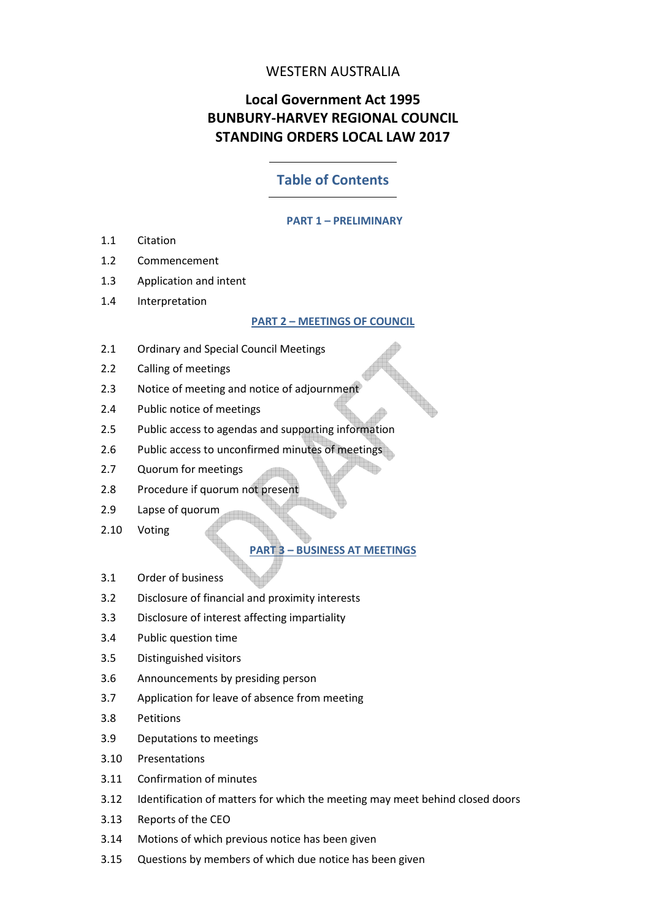WESTERN AUSTRALIA

# Local Government Act 1995
# BUNBURY-HARVEY REGIONAL COUNCIL
# STANDING ORDERS LOCAL LAW 2017

## Table of Contents

### PART 1 – PRELIMINARY

1.1 Citation

1.2 Commencement

1.3 Application and intent

1.4 Interpretation

### PART 2 – MEETINGS OF COUNCIL

2.1 Ordinary and Special Council Meetings

2.2 Calling of meetings

2.3 Notice of meeting and notice of adjournment

2.4 Public notice of meetings

2.5 Public access to agendas and supporting information

2.6 Public access to unconfirmed minutes of meetings

2.7 Quorum for meetings

2.8 Procedure if quorum not present

2.9 Lapse of quorum

2.10 Voting

### PART 3 – BUSINESS AT MEETINGS

3.1 Order of business

3.2 Disclosure of financial and proximity interests

3.3 Disclosure of interest affecting impartiality

3.4 Public question time

3.5 Distinguished visitors

3.6 Announcements by presiding person

3.7 Application for leave of absence from meeting

3.8 Petitions

3.9 Deputations to meetings

3.10 Presentations

3.11 Confirmation of minutes

3.12 Identification of matters for which the meeting may meet behind closed doors

3.13 Reports of the CEO

3.14 Motions of which previous notice has been given

3.15 Questions by members of which due notice has been given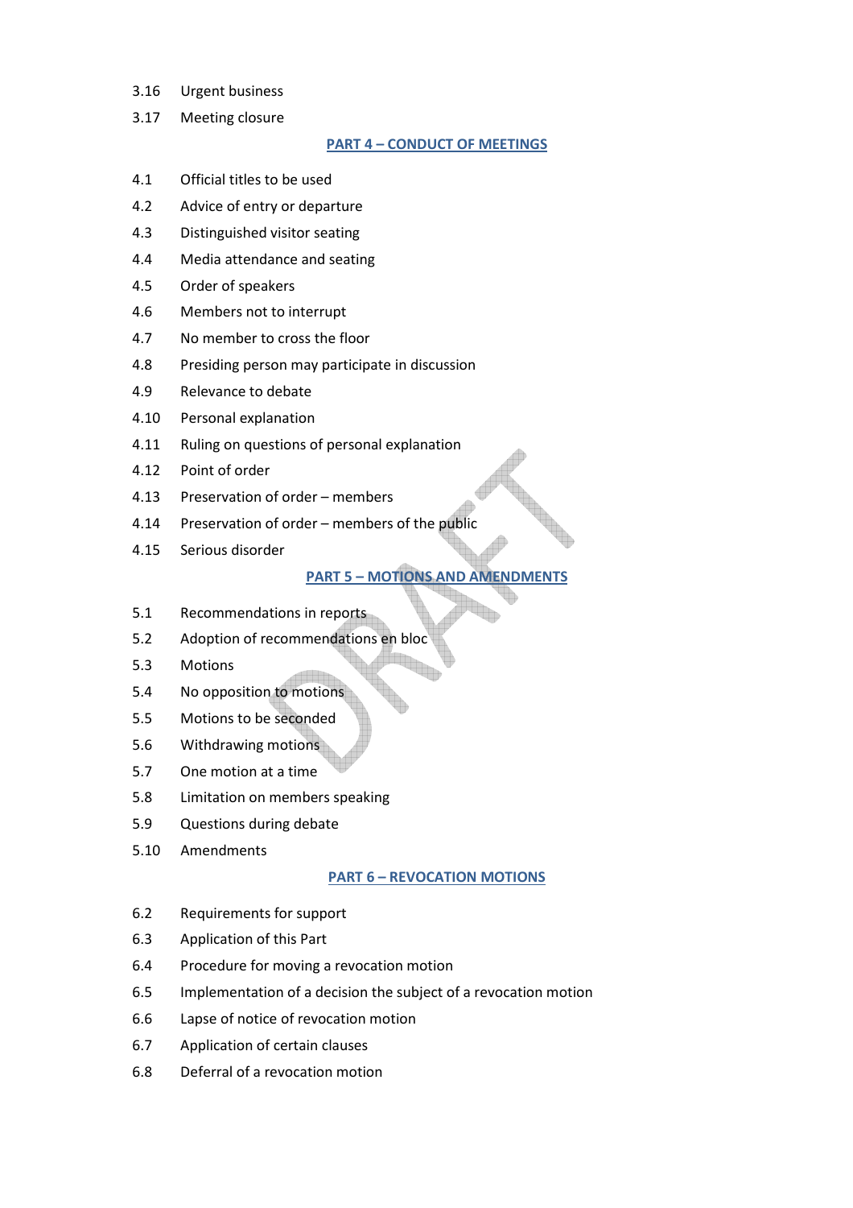3.16 Urgent business

3.17 Meeting closure

## PART 4 – CONDUCT OF MEETINGS

4.1 Official titles to be used

4.2 Advice of entry or departure

4.3 Distinguished visitor seating

4.4 Media attendance and seating

4.5 Order of speakers

4.6 Members not to interrupt

4.7 No member to cross the floor

4.8 Presiding person may participate in discussion

4.9 Relevance to debate

4.10 Personal explanation

4.11 Ruling on questions of personal explanation

4.12 Point of order

4.13 Preservation of order – members

4.14 Preservation of order – members of the public

4.15 Serious disorder

## PART 5 – MOTIONS AND AMENDMENTS

5.1 Recommendations in reports

5.2 Adoption of recommendations en bloc

5.3 Motions

5.4 No opposition to motions

5.5 Motions to be seconded

5.6 Withdrawing motions

5.7 One motion at a time

5.8 Limitation on members speaking

5.9 Questions during debate

5.10 Amendments

## PART 6 – REVOCATION MOTIONS

6.2 Requirements for support

6.3 Application of this Part

6.4 Procedure for moving a revocation motion

6.5 Implementation of a decision the subject of a revocation motion

6.6 Lapse of notice of revocation motion

6.7 Application of certain clauses

6.8 Deferral of a revocation motion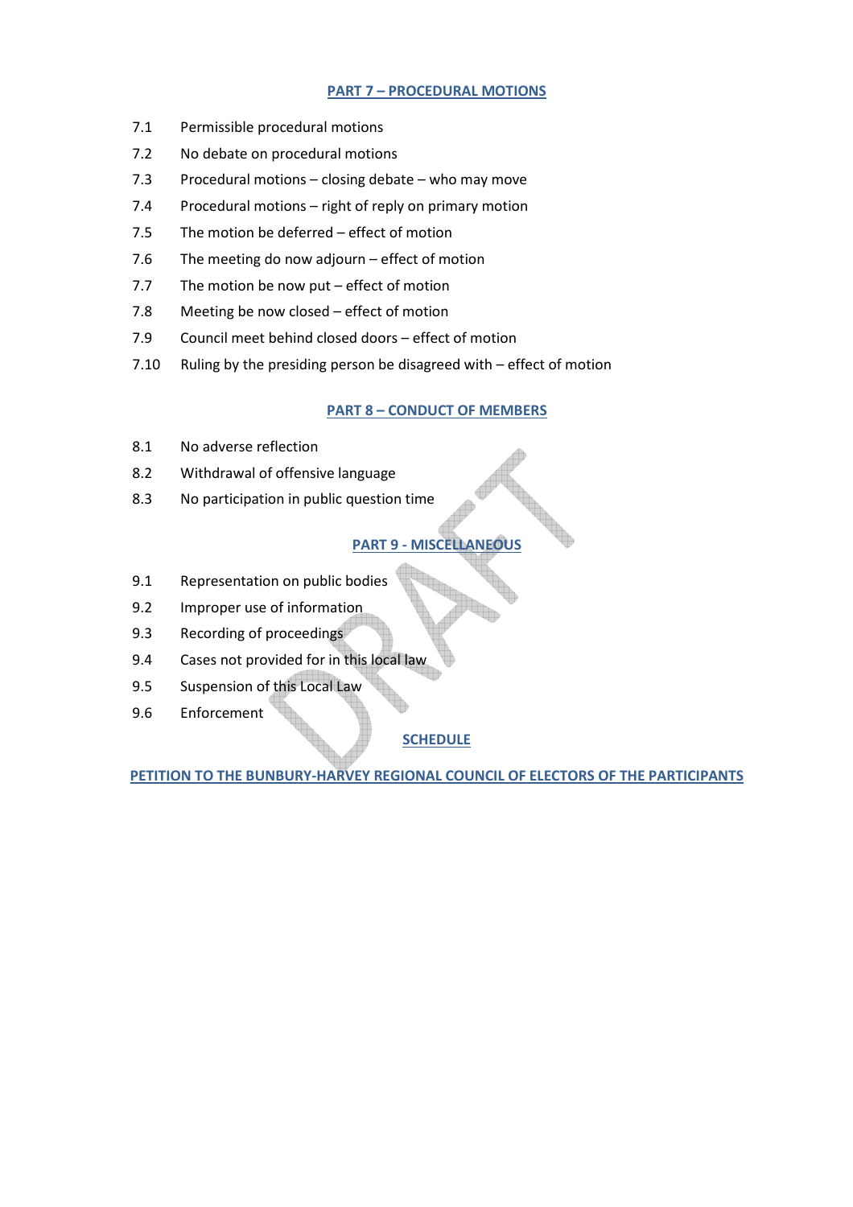## PART 7 – PROCEDURAL MOTIONS

7.1 Permissible procedural motions

7.2 No debate on procedural motions

7.3 Procedural motions – closing debate – who may move

7.4 Procedural motions – right of reply on primary motion

7.5 The motion be deferred – effect of motion

7.6 The meeting do now adjourn – effect of motion

7.7 The motion be now put – effect of motion

7.8 Meeting be now closed – effect of motion

7.9 Council meet behind closed doors – effect of motion

7.10 Ruling by the presiding person be disagreed with – effect of motion

## PART 8 – CONDUCT OF MEMBERS

8.1 No adverse reflection

8.2 Withdrawal of offensive language

8.3 No participation in public question time

## PART 9 - MISCELLANEOUS

9.1 Representation on public bodies

9.2 Improper use of information

9.3 Recording of proceedings

9.4 Cases not provided for in this local law

9.5 Suspension of this Local Law

9.6 Enforcement

## SCHEDULE

## PETITION TO THE BUNBURY-HARVEY REGIONAL COUNCIL OF ELECTORS OF THE PARTICIPANTS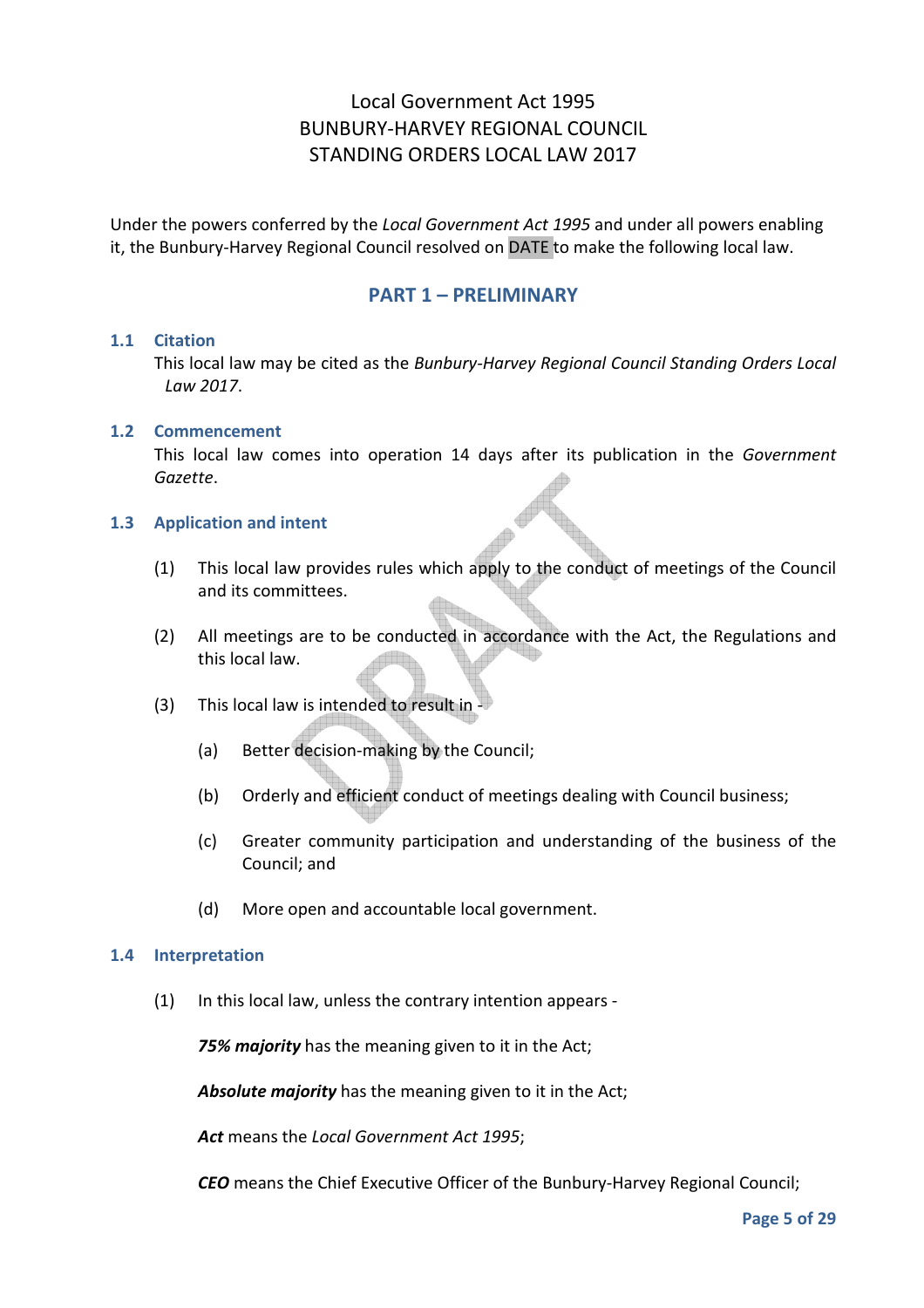Local Government Act 1995
BUNBURY-HARVEY REGIONAL COUNCIL
STANDING ORDERS LOCAL LAW 2017

Under the powers conferred by the *Local Government Act 1995* and under all powers enabling it, the Bunbury-Harvey Regional Council resolved on DATE to make the following local law.

## PART 1 – PRELIMINARY

### 1.1 Citation

This local law may be cited as the *Bunbury-Harvey Regional Council Standing Orders Local Law 2017*.

### 1.2 Commencement

This local law comes into operation 14 days after its publication in the *Government Gazette*.

### 1.3 Application and intent

(1) This local law provides rules which apply to the conduct of meetings of the Council and its committees.

(2) All meetings are to be conducted in accordance with the Act, the Regulations and this local law.

(3) This local law is intended to result in -

(a) Better decision-making by the Council;

(b) Orderly and efficient conduct of meetings dealing with Council business;

(c) Greater community participation and understanding of the business of the Council; and

(d) More open and accountable local government.

### 1.4 Interpretation

(1) In this local law, unless the contrary intention appears -

***75% majority*** has the meaning given to it in the Act;

***Absolute majority*** has the meaning given to it in the Act;

***Act*** means the *Local Government Act 1995*;

***CEO*** means the Chief Executive Officer of the Bunbury-Harvey Regional Council;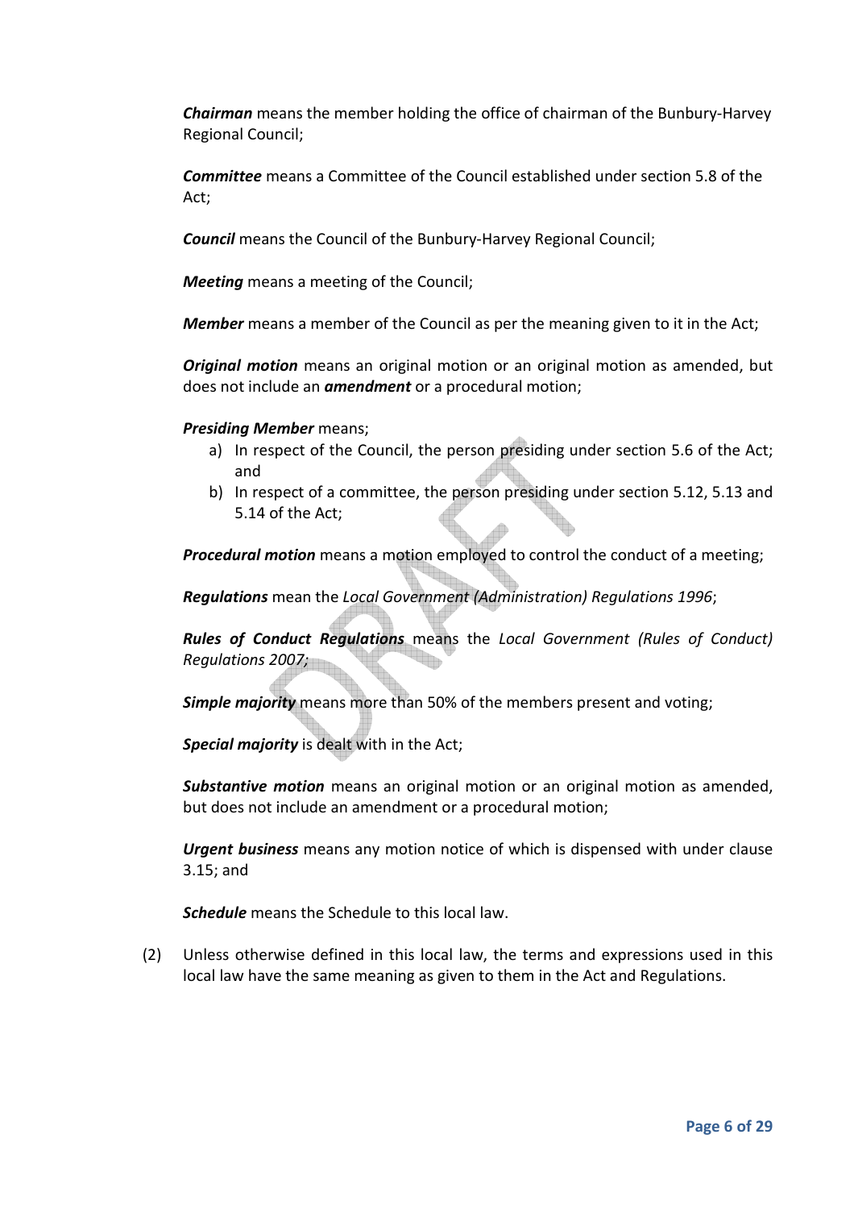***Chairman*** means the member holding the office of chairman of the Bunbury-Harvey Regional Council;

***Committee*** means a Committee of the Council established under section 5.8 of the Act;

***Council*** means the Council of the Bunbury-Harvey Regional Council;

***Meeting*** means a meeting of the Council;

***Member*** means a member of the Council as per the meaning given to it in the Act;

***Original motion*** means an original motion or an original motion as amended, but does not include an ***amendment*** or a procedural motion;

***Presiding Member*** means;

a) In respect of the Council, the person presiding under section 5.6 of the Act; and
b) In respect of a committee, the person presiding under section 5.12, 5.13 and 5.14 of the Act;

***Procedural motion*** means a motion employed to control the conduct of a meeting;

***Regulations*** mean the *Local Government (Administration) Regulations 1996*;

***Rules of Conduct Regulations*** means the *Local Government (Rules of Conduct) Regulations 2007;*

***Simple majority*** means more than 50% of the members present and voting;

***Special majority*** is dealt with in the Act;

***Substantive motion*** means an original motion or an original motion as amended, but does not include an amendment or a procedural motion;

***Urgent business*** means any motion notice of which is dispensed with under clause 3.15; and

***Schedule*** means the Schedule to this local law.

(2) Unless otherwise defined in this local law, the terms and expressions used in this local law have the same meaning as given to them in the Act and Regulations.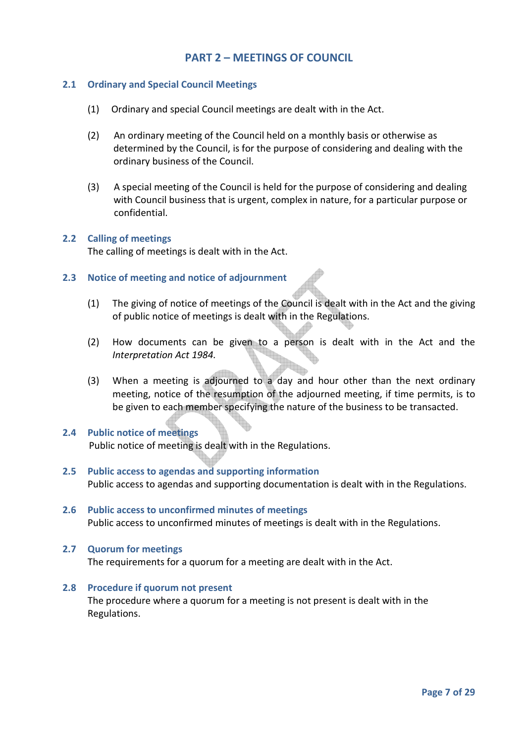# PART 2 – MEETINGS OF COUNCIL

## 2.1 Ordinary and Special Council Meetings

(1) Ordinary and special Council meetings are dealt with in the Act.

(2) An ordinary meeting of the Council held on a monthly basis or otherwise as determined by the Council, is for the purpose of considering and dealing with the ordinary business of the Council.

(3) A special meeting of the Council is held for the purpose of considering and dealing with Council business that is urgent, complex in nature, for a particular purpose or confidential.

## 2.2 Calling of meetings

The calling of meetings is dealt with in the Act.

## 2.3 Notice of meeting and notice of adjournment

(1) The giving of notice of meetings of the Council is dealt with in the Act and the giving of public notice of meetings is dealt with in the Regulations.

(2) How documents can be given to a person is dealt with in the Act and the *Interpretation Act 1984.*

(3) When a meeting is adjourned to a day and hour other than the next ordinary meeting, notice of the resumption of the adjourned meeting, if time permits, is to be given to each member specifying the nature of the business to be transacted.

## 2.4 Public notice of meetings

Public notice of meeting is dealt with in the Regulations.

## 2.5 Public access to agendas and supporting information

Public access to agendas and supporting documentation is dealt with in the Regulations.

## 2.6 Public access to unconfirmed minutes of meetings

Public access to unconfirmed minutes of meetings is dealt with in the Regulations.

## 2.7 Quorum for meetings

The requirements for a quorum for a meeting are dealt with in the Act.

## 2.8 Procedure if quorum not present

The procedure where a quorum for a meeting is not present is dealt with in the Regulations.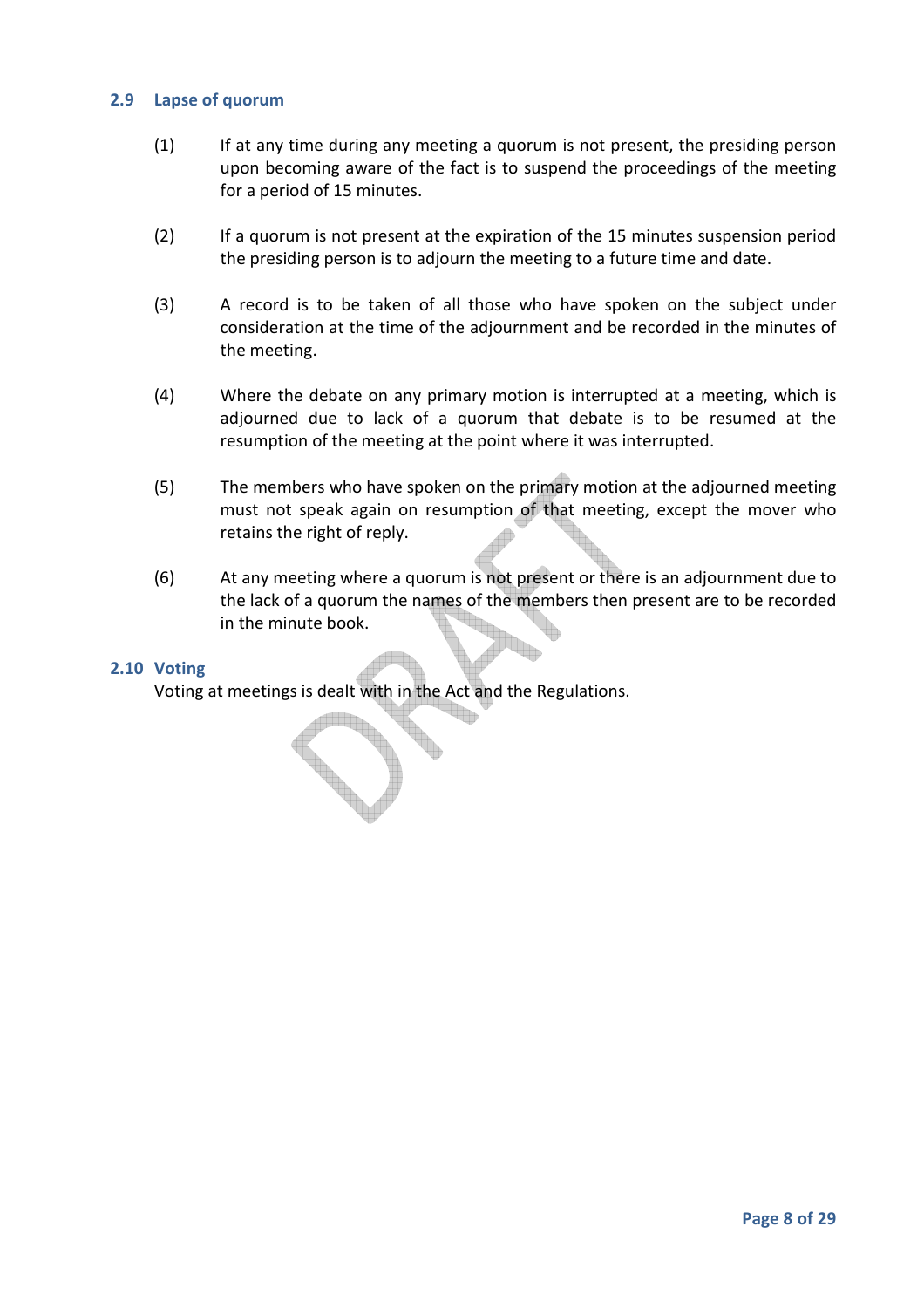### 2.9 Lapse of quorum

(1) If at any time during any meeting a quorum is not present, the presiding person upon becoming aware of the fact is to suspend the proceedings of the meeting for a period of 15 minutes.

(2) If a quorum is not present at the expiration of the 15 minutes suspension period the presiding person is to adjourn the meeting to a future time and date.

(3) A record is to be taken of all those who have spoken on the subject under consideration at the time of the adjournment and be recorded in the minutes of the meeting.

(4) Where the debate on any primary motion is interrupted at a meeting, which is adjourned due to lack of a quorum that debate is to be resumed at the resumption of the meeting at the point where it was interrupted.

(5) The members who have spoken on the primary motion at the adjourned meeting must not speak again on resumption of that meeting, except the mover who retains the right of reply.

(6) At any meeting where a quorum is not present or there is an adjournment due to the lack of a quorum the names of the members then present are to be recorded in the minute book.

### 2.10 Voting

Voting at meetings is dealt with in the Act and the Regulations.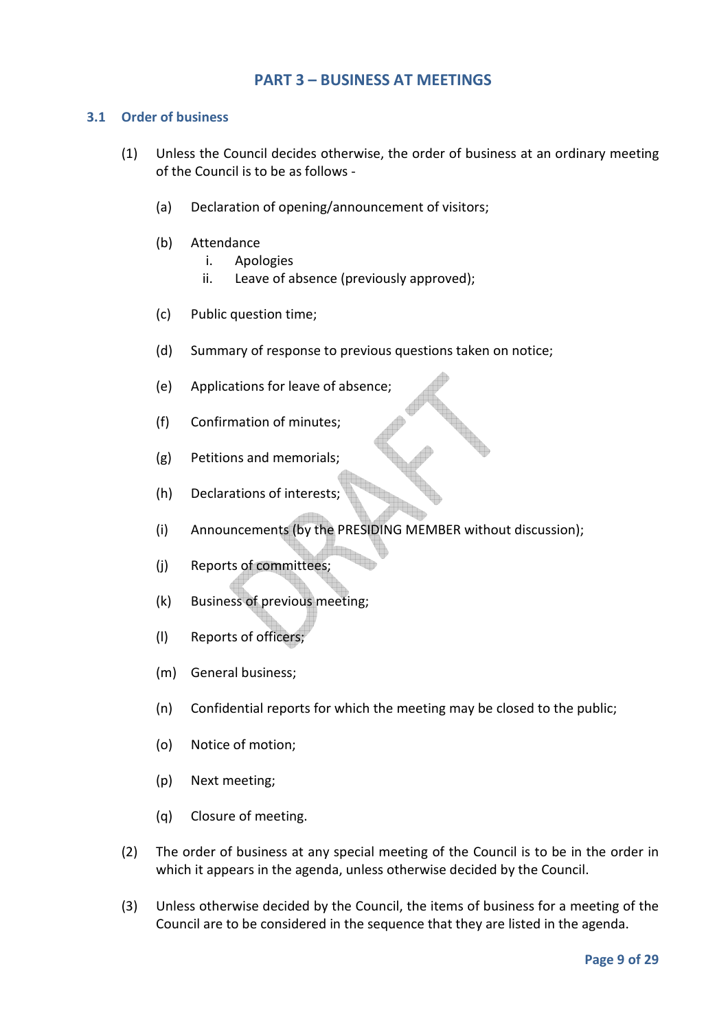## PART 3 – BUSINESS AT MEETINGS

### 3.1 Order of business

(1) Unless the Council decides otherwise, the order of business at an ordinary meeting of the Council is to be as follows -

(a) Declaration of opening/announcement of visitors;

(b) Attendance
  i. Apologies
  ii. Leave of absence (previously approved);

(c) Public question time;

(d) Summary of response to previous questions taken on notice;

(e) Applications for leave of absence;

(f) Confirmation of minutes;

(g) Petitions and memorials;

(h) Declarations of interests;

(i) Announcements (by the PRESIDING MEMBER without discussion);

(j) Reports of committees;

(k) Business of previous meeting;

(l) Reports of officers;

(m) General business;

(n) Confidential reports for which the meeting may be closed to the public;

(o) Notice of motion;

(p) Next meeting;

(q) Closure of meeting.

(2) The order of business at any special meeting of the Council is to be in the order in which it appears in the agenda, unless otherwise decided by the Council.

(3) Unless otherwise decided by the Council, the items of business for a meeting of the Council are to be considered in the sequence that they are listed in the agenda.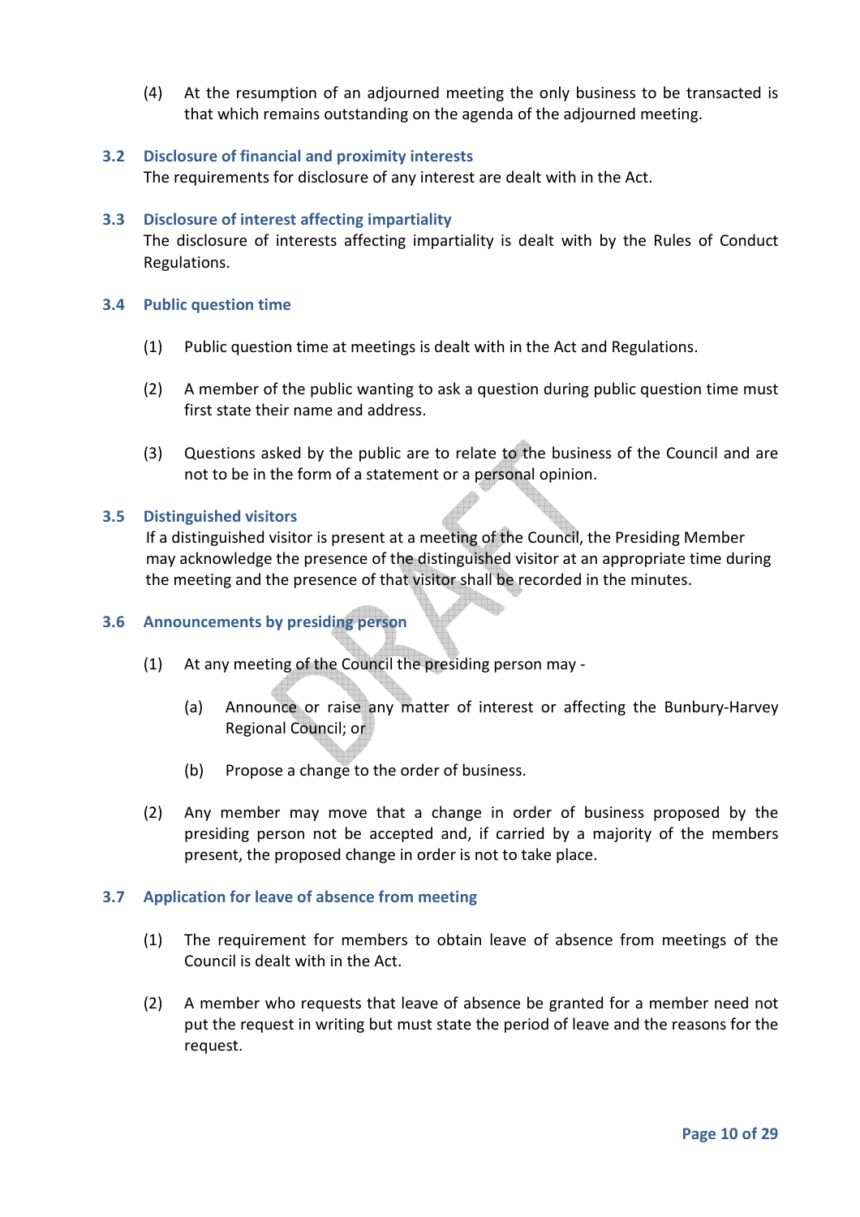(4) At the resumption of an adjourned meeting the only business to be transacted is that which remains outstanding on the agenda of the adjourned meeting.

### 3.2 Disclosure of financial and proximity interests

The requirements for disclosure of any interest are dealt with in the Act.

### 3.3 Disclosure of interest affecting impartiality

The disclosure of interests affecting impartiality is dealt with by the Rules of Conduct Regulations.

### 3.4 Public question time

(1) Public question time at meetings is dealt with in the Act and Regulations.

(2) A member of the public wanting to ask a question during public question time must first state their name and address.

(3) Questions asked by the public are to relate to the business of the Council and are not to be in the form of a statement or a personal opinion.

### 3.5 Distinguished visitors

If a distinguished visitor is present at a meeting of the Council, the Presiding Member may acknowledge the presence of the distinguished visitor at an appropriate time during the meeting and the presence of that visitor shall be recorded in the minutes.

### 3.6 Announcements by presiding person

(1) At any meeting of the Council the presiding person may -

(a) Announce or raise any matter of interest or affecting the Bunbury-Harvey Regional Council; or

(b) Propose a change to the order of business.

(2) Any member may move that a change in order of business proposed by the presiding person not be accepted and, if carried by a majority of the members present, the proposed change in order is not to take place.

### 3.7 Application for leave of absence from meeting

(1) The requirement for members to obtain leave of absence from meetings of the Council is dealt with in the Act.

(2) A member who requests that leave of absence be granted for a member need not put the request in writing but must state the period of leave and the reasons for the request.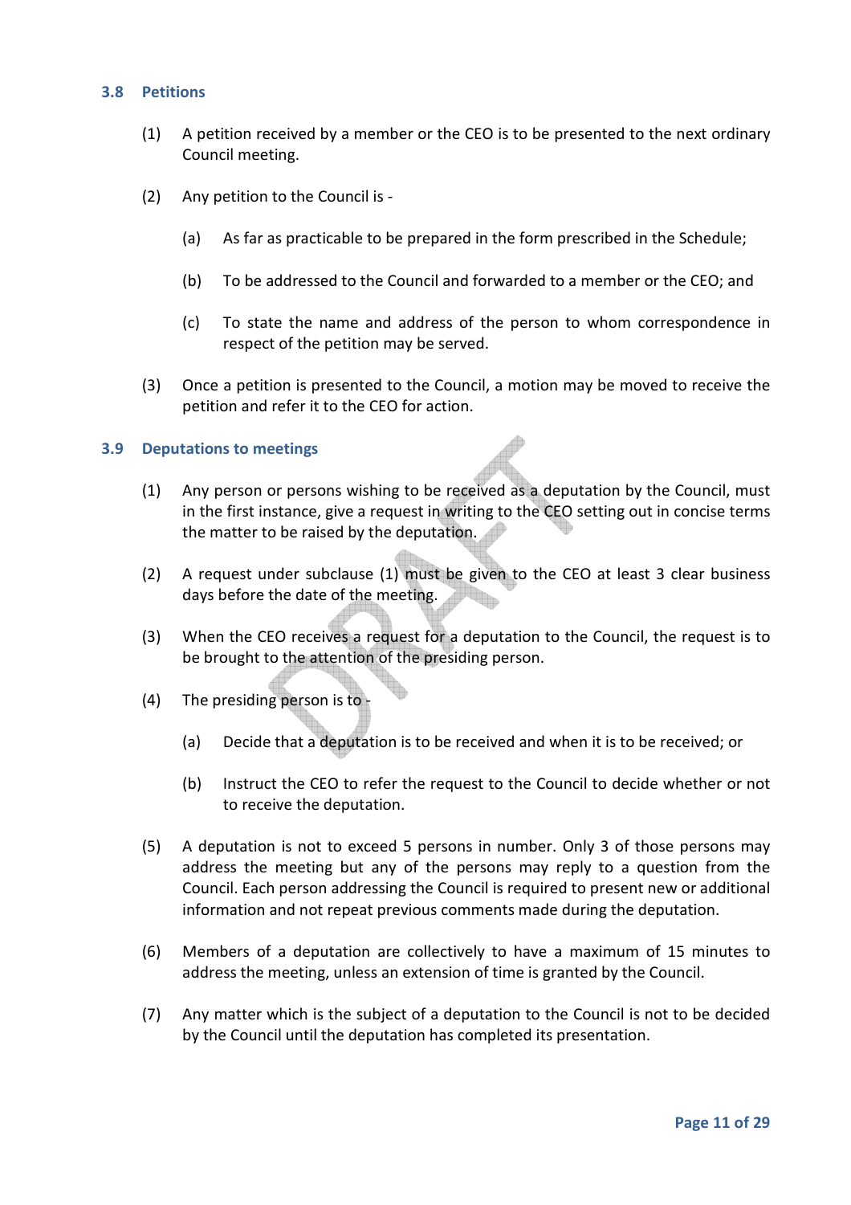### 3.8 Petitions

(1) A petition received by a member or the CEO is to be presented to the next ordinary Council meeting.

(2) Any petition to the Council is -

(a) As far as practicable to be prepared in the form prescribed in the Schedule;

(b) To be addressed to the Council and forwarded to a member or the CEO; and

(c) To state the name and address of the person to whom correspondence in respect of the petition may be served.

(3) Once a petition is presented to the Council, a motion may be moved to receive the petition and refer it to the CEO for action.

### 3.9 Deputations to meetings

(1) Any person or persons wishing to be received as a deputation by the Council, must in the first instance, give a request in writing to the CEO setting out in concise terms the matter to be raised by the deputation.

(2) A request under subclause (1) must be given to the CEO at least 3 clear business days before the date of the meeting.

(3) When the CEO receives a request for a deputation to the Council, the request is to be brought to the attention of the presiding person.

(4) The presiding person is to -

(a) Decide that a deputation is to be received and when it is to be received; or

(b) Instruct the CEO to refer the request to the Council to decide whether or not to receive the deputation.

(5) A deputation is not to exceed 5 persons in number. Only 3 of those persons may address the meeting but any of the persons may reply to a question from the Council. Each person addressing the Council is required to present new or additional information and not repeat previous comments made during the deputation.

(6) Members of a deputation are collectively to have a maximum of 15 minutes to address the meeting, unless an extension of time is granted by the Council.

(7) Any matter which is the subject of a deputation to the Council is not to be decided by the Council until the deputation has completed its presentation.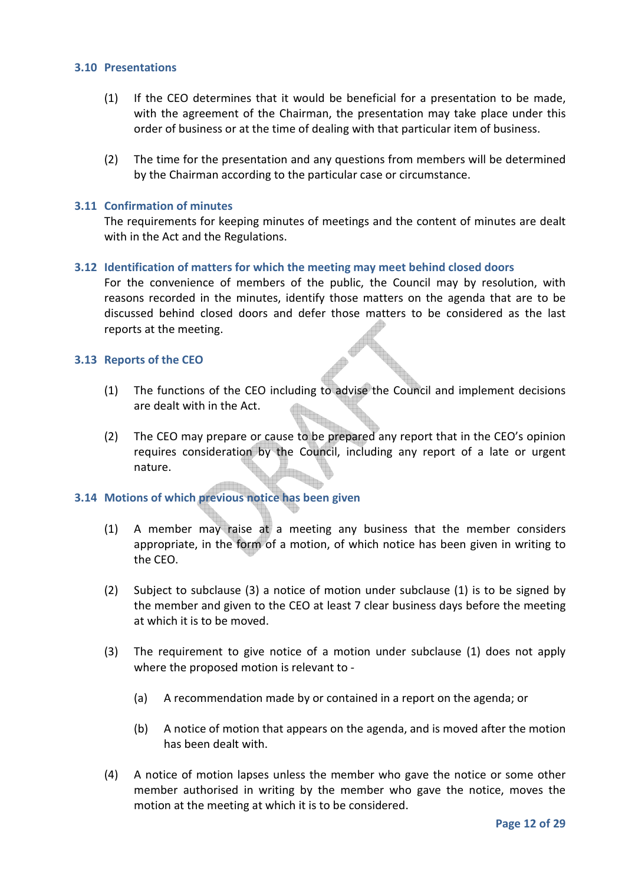### 3.10 Presentations

(1) If the CEO determines that it would be beneficial for a presentation to be made, with the agreement of the Chairman, the presentation may take place under this order of business or at the time of dealing with that particular item of business.

(2) The time for the presentation and any questions from members will be determined by the Chairman according to the particular case or circumstance.

### 3.11 Confirmation of minutes

The requirements for keeping minutes of meetings and the content of minutes are dealt with in the Act and the Regulations.

### 3.12 Identification of matters for which the meeting may meet behind closed doors

For the convenience of members of the public, the Council may by resolution, with reasons recorded in the minutes, identify those matters on the agenda that are to be discussed behind closed doors and defer those matters to be considered as the last reports at the meeting.

### 3.13 Reports of the CEO

(1) The functions of the CEO including to advise the Council and implement decisions are dealt with in the Act.

(2) The CEO may prepare or cause to be prepared any report that in the CEO's opinion requires consideration by the Council, including any report of a late or urgent nature.

### 3.14 Motions of which previous notice has been given

(1) A member may raise at a meeting any business that the member considers appropriate, in the form of a motion, of which notice has been given in writing to the CEO.

(2) Subject to subclause (3) a notice of motion under subclause (1) is to be signed by the member and given to the CEO at least 7 clear business days before the meeting at which it is to be moved.

(3) The requirement to give notice of a motion under subclause (1) does not apply where the proposed motion is relevant to -

(a) A recommendation made by or contained in a report on the agenda; or

(b) A notice of motion that appears on the agenda, and is moved after the motion has been dealt with.

(4) A notice of motion lapses unless the member who gave the notice or some other member authorised in writing by the member who gave the notice, moves the motion at the meeting at which it is to be considered.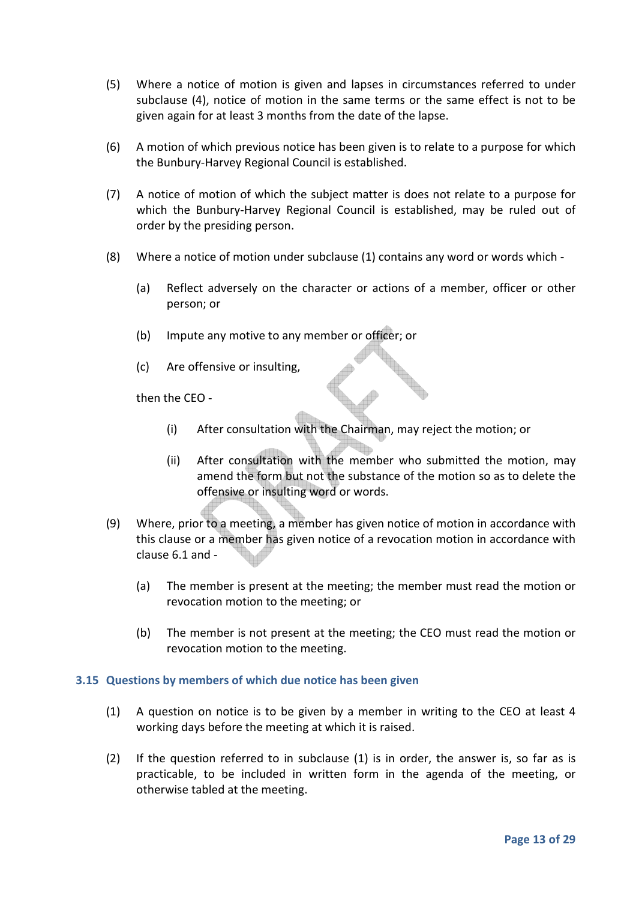(5) Where a notice of motion is given and lapses in circumstances referred to under subclause (4), notice of motion in the same terms or the same effect is not to be given again for at least 3 months from the date of the lapse.

(6) A motion of which previous notice has been given is to relate to a purpose for which the Bunbury-Harvey Regional Council is established.

(7) A notice of motion of which the subject matter is does not relate to a purpose for which the Bunbury-Harvey Regional Council is established, may be ruled out of order by the presiding person.

(8) Where a notice of motion under subclause (1) contains any word or words which -

   (a) Reflect adversely on the character or actions of a member, officer or other person; or

   (b) Impute any motive to any member or officer; or

   (c) Are offensive or insulting,

   then the CEO -

      (i) After consultation with the Chairman, may reject the motion; or

      (ii) After consultation with the member who submitted the motion, may amend the form but not the substance of the motion so as to delete the offensive or insulting word or words.

(9) Where, prior to a meeting, a member has given notice of motion in accordance with this clause or a member has given notice of a revocation motion in accordance with clause 6.1 and -

   (a) The member is present at the meeting; the member must read the motion or revocation motion to the meeting; or

   (b) The member is not present at the meeting; the CEO must read the motion or revocation motion to the meeting.

### 3.15 Questions by members of which due notice has been given

(1) A question on notice is to be given by a member in writing to the CEO at least 4 working days before the meeting at which it is raised.

(2) If the question referred to in subclause (1) is in order, the answer is, so far as is practicable, to be included in written form in the agenda of the meeting, or otherwise tabled at the meeting.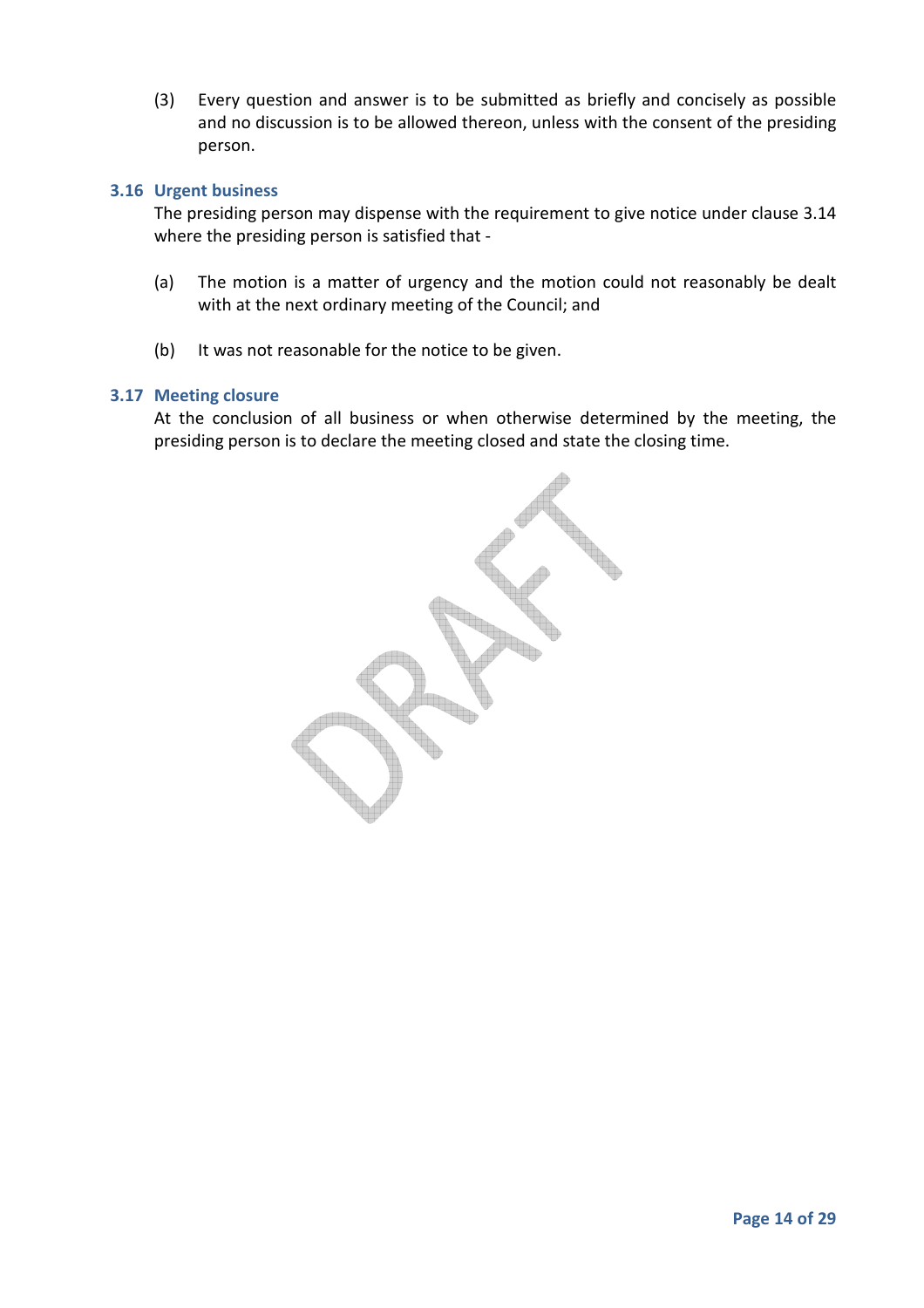(3) Every question and answer is to be submitted as briefly and concisely as possible and no discussion is to be allowed thereon, unless with the consent of the presiding person.

### 3.16 Urgent business

The presiding person may dispense with the requirement to give notice under clause 3.14 where the presiding person is satisfied that -

(a) The motion is a matter of urgency and the motion could not reasonably be dealt with at the next ordinary meeting of the Council; and

(b) It was not reasonable for the notice to be given.

### 3.17 Meeting closure

At the conclusion of all business or when otherwise determined by the meeting, the presiding person is to declare the meeting closed and state the closing time.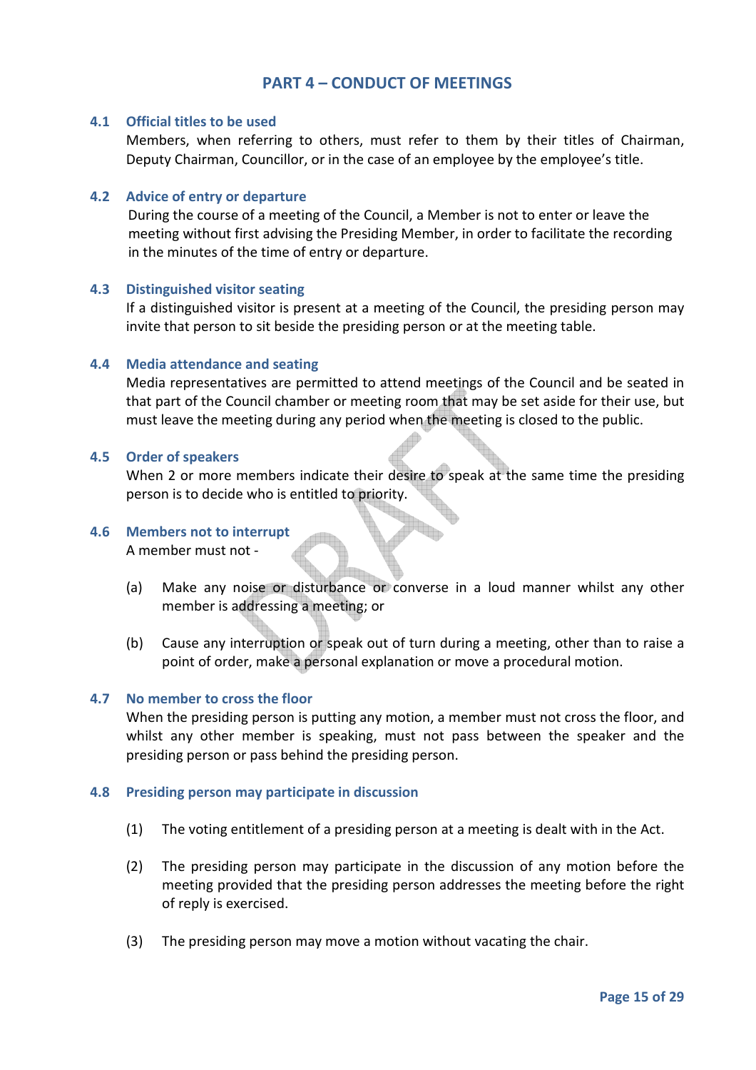# PART 4 – CONDUCT OF MEETINGS

## 4.1 Official titles to be used

Members, when referring to others, must refer to them by their titles of Chairman, Deputy Chairman, Councillor, or in the case of an employee by the employee's title.

## 4.2 Advice of entry or departure

During the course of a meeting of the Council, a Member is not to enter or leave the meeting without first advising the Presiding Member, in order to facilitate the recording in the minutes of the time of entry or departure.

## 4.3 Distinguished visitor seating

If a distinguished visitor is present at a meeting of the Council, the presiding person may invite that person to sit beside the presiding person or at the meeting table.

## 4.4 Media attendance and seating

Media representatives are permitted to attend meetings of the Council and be seated in that part of the Council chamber or meeting room that may be set aside for their use, but must leave the meeting during any period when the meeting is closed to the public.

## 4.5 Order of speakers

When 2 or more members indicate their desire to speak at the same time the presiding person is to decide who is entitled to priority.

## 4.6 Members not to interrupt

A member must not -

(a) Make any noise or disturbance or converse in a loud manner whilst any other member is addressing a meeting; or

(b) Cause any interruption or speak out of turn during a meeting, other than to raise a point of order, make a personal explanation or move a procedural motion.

## 4.7 No member to cross the floor

When the presiding person is putting any motion, a member must not cross the floor, and whilst any other member is speaking, must not pass between the speaker and the presiding person or pass behind the presiding person.

## 4.8 Presiding person may participate in discussion

(1) The voting entitlement of a presiding person at a meeting is dealt with in the Act.

(2) The presiding person may participate in the discussion of any motion before the meeting provided that the presiding person addresses the meeting before the right of reply is exercised.

(3) The presiding person may move a motion without vacating the chair.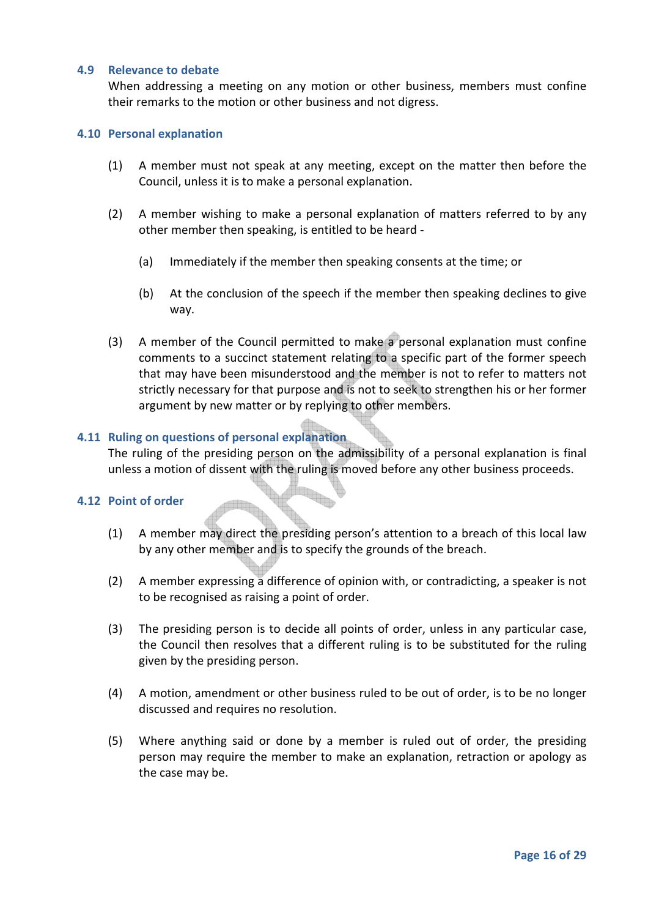### 4.9 Relevance to debate

When addressing a meeting on any motion or other business, members must confine their remarks to the motion or other business and not digress.

### 4.10 Personal explanation

(1) A member must not speak at any meeting, except on the matter then before the Council, unless it is to make a personal explanation.

(2) A member wishing to make a personal explanation of matters referred to by any other member then speaking, is entitled to be heard -

  (a) Immediately if the member then speaking consents at the time; or

  (b) At the conclusion of the speech if the member then speaking declines to give way.

(3) A member of the Council permitted to make a personal explanation must confine comments to a succinct statement relating to a specific part of the former speech that may have been misunderstood and the member is not to refer to matters not strictly necessary for that purpose and is not to seek to strengthen his or her former argument by new matter or by replying to other members.

### 4.11 Ruling on questions of personal explanation

The ruling of the presiding person on the admissibility of a personal explanation is final unless a motion of dissent with the ruling is moved before any other business proceeds.

### 4.12 Point of order

(1) A member may direct the presiding person's attention to a breach of this local law by any other member and is to specify the grounds of the breach.

(2) A member expressing a difference of opinion with, or contradicting, a speaker is not to be recognised as raising a point of order.

(3) The presiding person is to decide all points of order, unless in any particular case, the Council then resolves that a different ruling is to be substituted for the ruling given by the presiding person.

(4) A motion, amendment or other business ruled to be out of order, is to be no longer discussed and requires no resolution.

(5) Where anything said or done by a member is ruled out of order, the presiding person may require the member to make an explanation, retraction or apology as the case may be.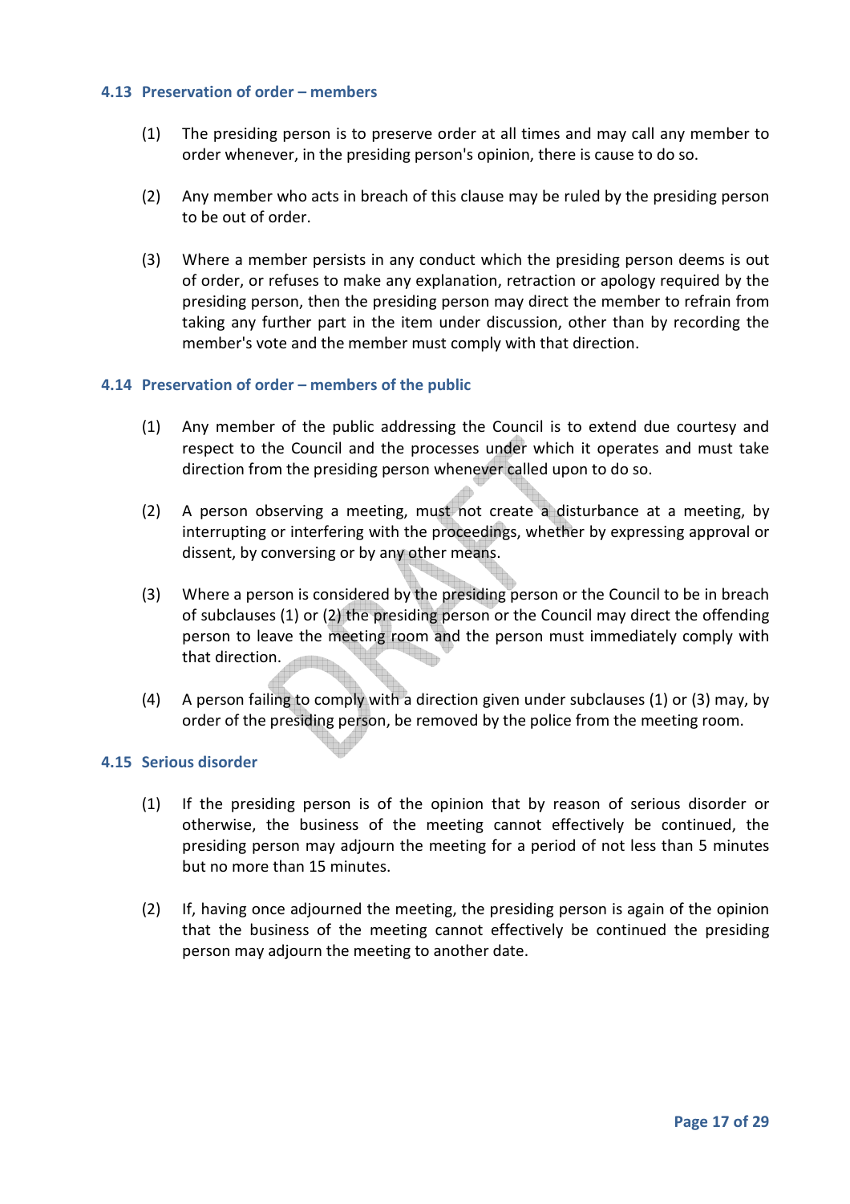### 4.13 Preservation of order – members

(1) The presiding person is to preserve order at all times and may call any member to order whenever, in the presiding person's opinion, there is cause to do so.

(2) Any member who acts in breach of this clause may be ruled by the presiding person to be out of order.

(3) Where a member persists in any conduct which the presiding person deems is out of order, or refuses to make any explanation, retraction or apology required by the presiding person, then the presiding person may direct the member to refrain from taking any further part in the item under discussion, other than by recording the member's vote and the member must comply with that direction.

### 4.14 Preservation of order – members of the public

(1) Any member of the public addressing the Council is to extend due courtesy and respect to the Council and the processes under which it operates and must take direction from the presiding person whenever called upon to do so.

(2) A person observing a meeting, must not create a disturbance at a meeting, by interrupting or interfering with the proceedings, whether by expressing approval or dissent, by conversing or by any other means.

(3) Where a person is considered by the presiding person or the Council to be in breach of subclauses (1) or (2) the presiding person or the Council may direct the offending person to leave the meeting room and the person must immediately comply with that direction.

(4) A person failing to comply with a direction given under subclauses (1) or (3) may, by order of the presiding person, be removed by the police from the meeting room.

### 4.15 Serious disorder

(1) If the presiding person is of the opinion that by reason of serious disorder or otherwise, the business of the meeting cannot effectively be continued, the presiding person may adjourn the meeting for a period of not less than 5 minutes but no more than 15 minutes.

(2) If, having once adjourned the meeting, the presiding person is again of the opinion that the business of the meeting cannot effectively be continued the presiding person may adjourn the meeting to another date.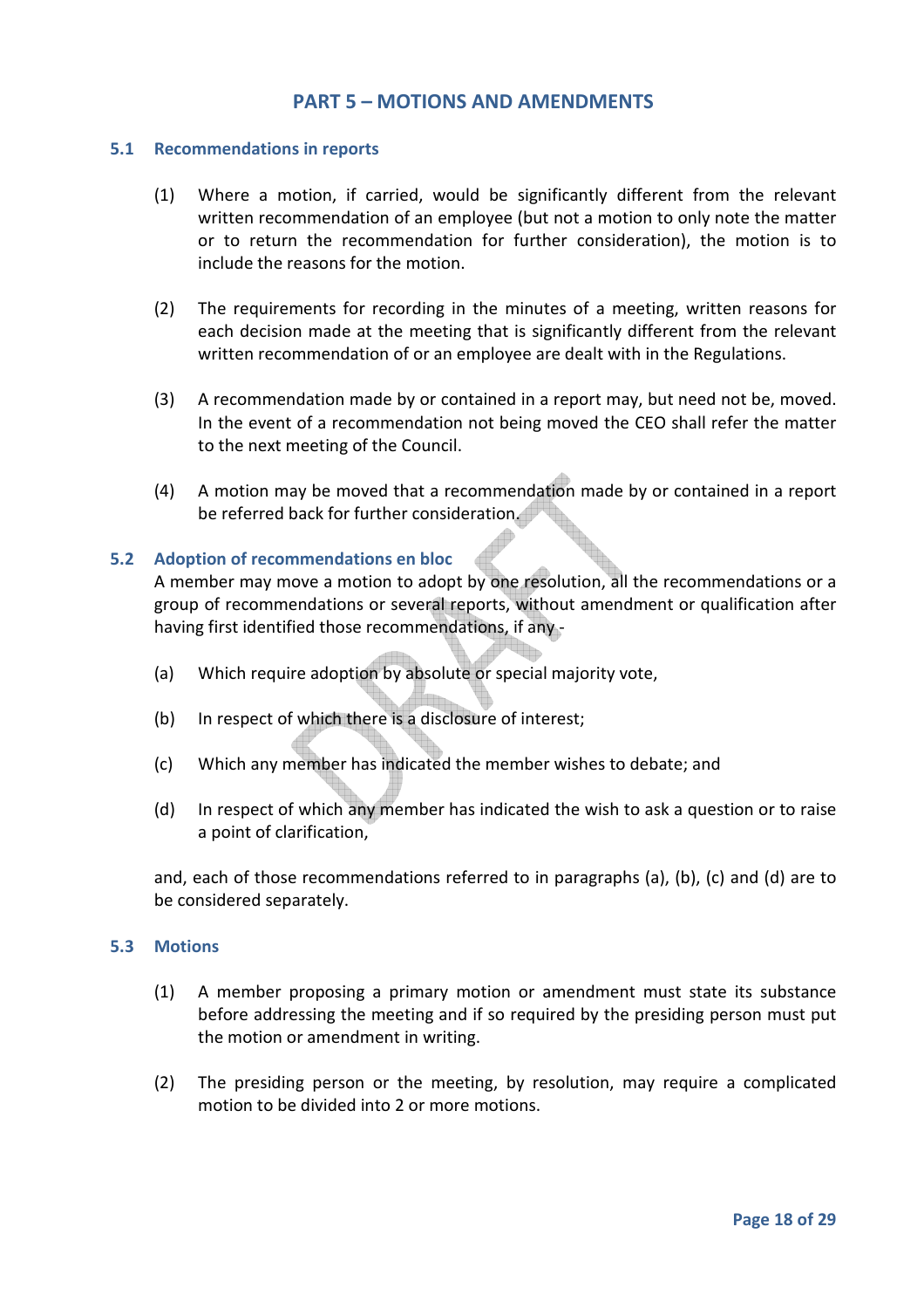# PART 5 – MOTIONS AND AMENDMENTS

## 5.1 Recommendations in reports

(1) Where a motion, if carried, would be significantly different from the relevant written recommendation of an employee (but not a motion to only note the matter or to return the recommendation for further consideration), the motion is to include the reasons for the motion.

(2) The requirements for recording in the minutes of a meeting, written reasons for each decision made at the meeting that is significantly different from the relevant written recommendation of or an employee are dealt with in the Regulations.

(3) A recommendation made by or contained in a report may, but need not be, moved. In the event of a recommendation not being moved the CEO shall refer the matter to the next meeting of the Council.

(4) A motion may be moved that a recommendation made by or contained in a report be referred back for further consideration.

## 5.2 Adoption of recommendations en bloc

A member may move a motion to adopt by one resolution, all the recommendations or a group of recommendations or several reports, without amendment or qualification after having first identified those recommendations, if any -

(a) Which require adoption by absolute or special majority vote,

(b) In respect of which there is a disclosure of interest;

(c) Which any member has indicated the member wishes to debate; and

(d) In respect of which any member has indicated the wish to ask a question or to raise a point of clarification,

and, each of those recommendations referred to in paragraphs (a), (b), (c) and (d) are to be considered separately.

## 5.3 Motions

(1) A member proposing a primary motion or amendment must state its substance before addressing the meeting and if so required by the presiding person must put the motion or amendment in writing.

(2) The presiding person or the meeting, by resolution, may require a complicated motion to be divided into 2 or more motions.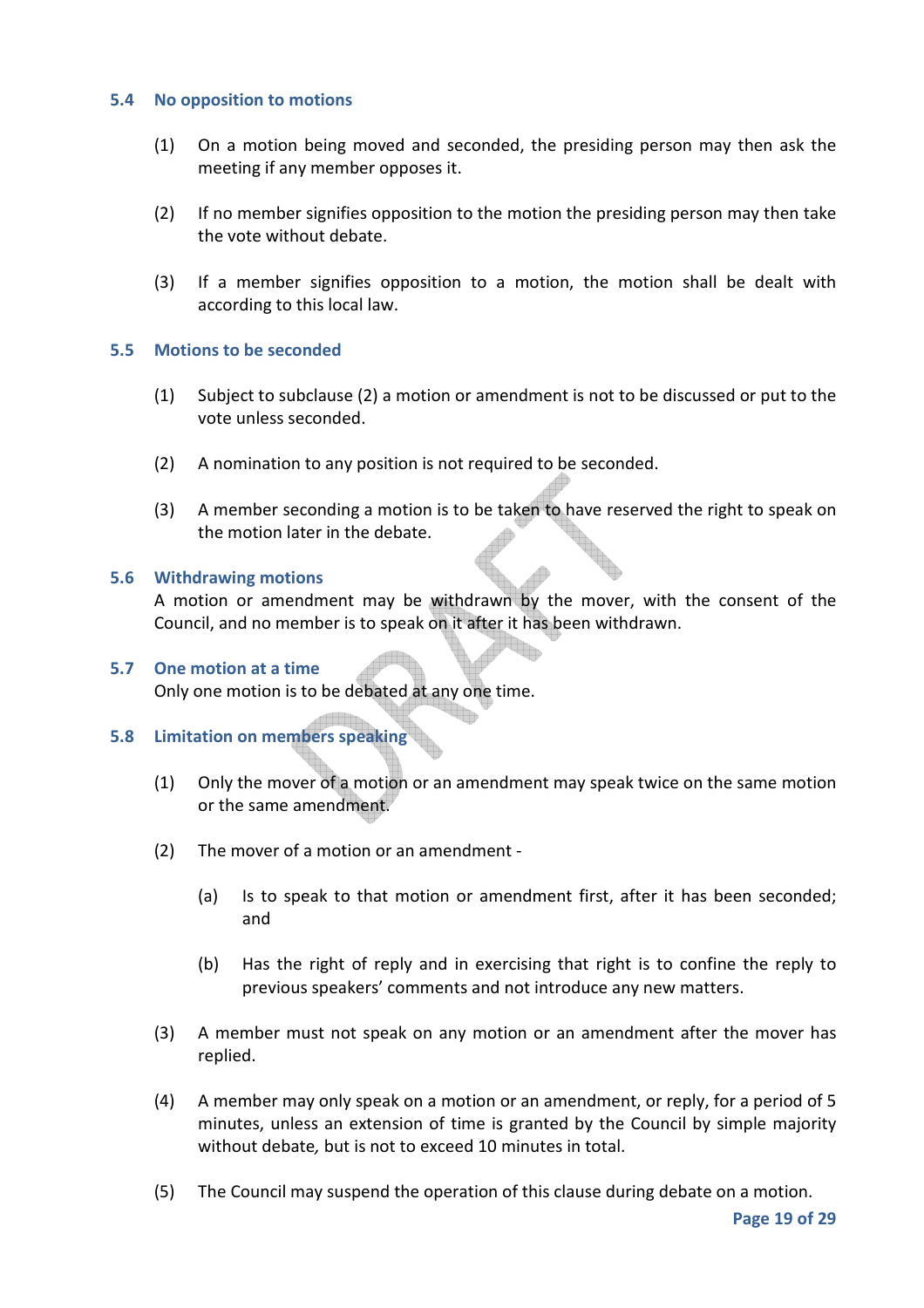### 5.4 No opposition to motions

(1) On a motion being moved and seconded, the presiding person may then ask the meeting if any member opposes it.

(2) If no member signifies opposition to the motion the presiding person may then take the vote without debate.

(3) If a member signifies opposition to a motion, the motion shall be dealt with according to this local law.

### 5.5 Motions to be seconded

(1) Subject to subclause (2) a motion or amendment is not to be discussed or put to the vote unless seconded.

(2) A nomination to any position is not required to be seconded.

(3) A member seconding a motion is to be taken to have reserved the right to speak on the motion later in the debate.

### 5.6 Withdrawing motions

A motion or amendment may be withdrawn by the mover, with the consent of the Council, and no member is to speak on it after it has been withdrawn.

### 5.7 One motion at a time

Only one motion is to be debated at any one time.

### 5.8 Limitation on members speaking

(1) Only the mover of a motion or an amendment may speak twice on the same motion or the same amendment.

(2) The mover of a motion or an amendment -

(a) Is to speak to that motion or amendment first, after it has been seconded; and

(b) Has the right of reply and in exercising that right is to confine the reply to previous speakers' comments and not introduce any new matters.

(3) A member must not speak on any motion or an amendment after the mover has replied.

(4) A member may only speak on a motion or an amendment, or reply, for a period of 5 minutes, unless an extension of time is granted by the Council by simple majority without debate*,* but is not to exceed 10 minutes in total.

(5) The Council may suspend the operation of this clause during debate on a motion.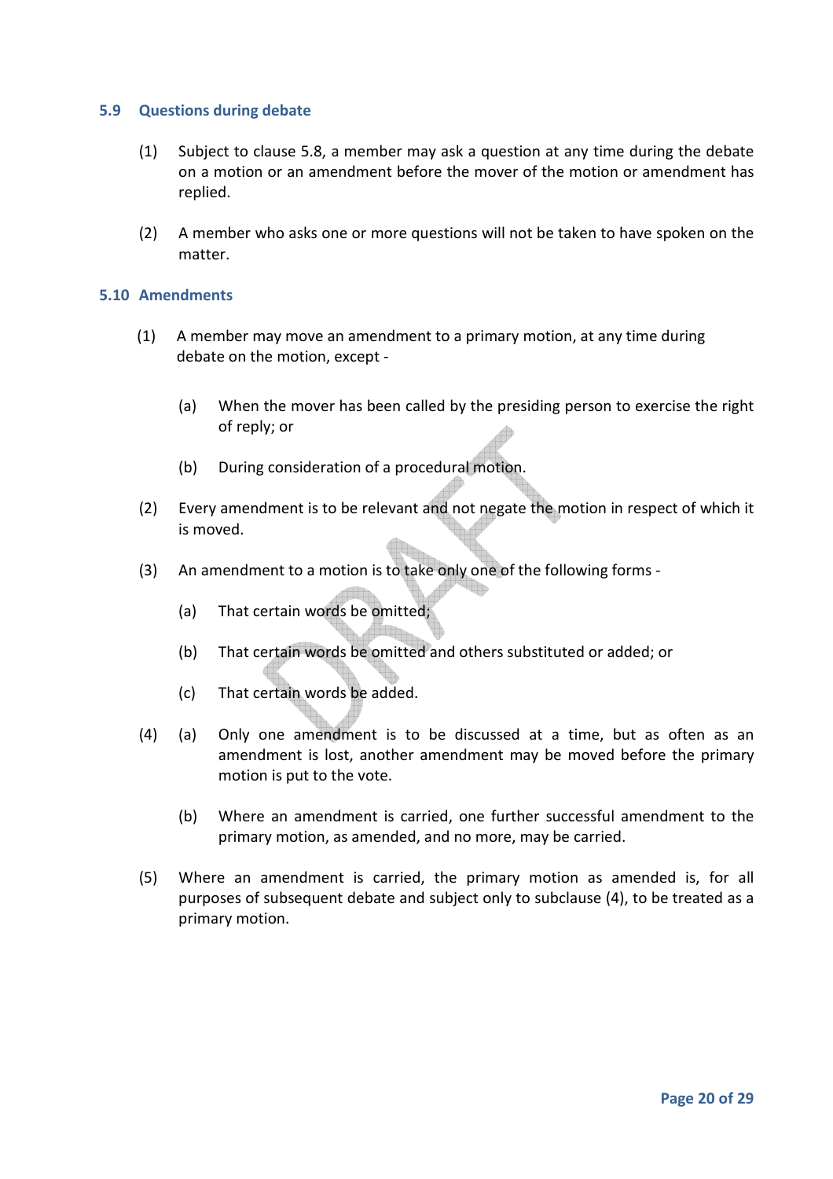## 5.9 Questions during debate

(1) Subject to clause 5.8, a member may ask a question at any time during the debate on a motion or an amendment before the mover of the motion or amendment has replied.

(2) A member who asks one or more questions will not be taken to have spoken on the matter.

## 5.10 Amendments

(1) A member may move an amendment to a primary motion, at any time during debate on the motion, except -

  (a) When the mover has been called by the presiding person to exercise the right of reply; or

  (b) During consideration of a procedural motion.

(2) Every amendment is to be relevant and not negate the motion in respect of which it is moved.

(3) An amendment to a motion is to take only one of the following forms -

  (a) That certain words be omitted;

  (b) That certain words be omitted and others substituted or added; or

  (c) That certain words be added.

(4) (a) Only one amendment is to be discussed at a time, but as often as an amendment is lost, another amendment may be moved before the primary motion is put to the vote.

  (b) Where an amendment is carried, one further successful amendment to the primary motion, as amended, and no more, may be carried.

(5) Where an amendment is carried, the primary motion as amended is, for all purposes of subsequent debate and subject only to subclause (4), to be treated as a primary motion.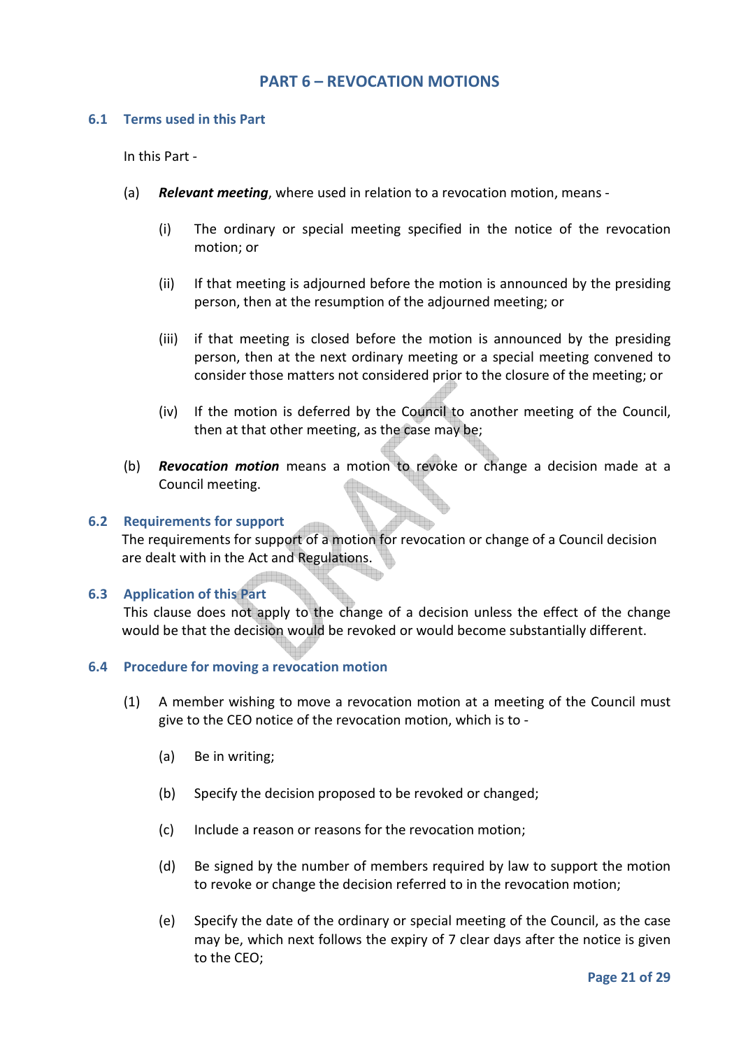## PART 6 – REVOCATION MOTIONS

### 6.1 Terms used in this Part

In this Part -

(a) ***Relevant meeting***, where used in relation to a revocation motion, means -

(i) The ordinary or special meeting specified in the notice of the revocation motion; or

(ii) If that meeting is adjourned before the motion is announced by the presiding person, then at the resumption of the adjourned meeting; or

(iii) if that meeting is closed before the motion is announced by the presiding person, then at the next ordinary meeting or a special meeting convened to consider those matters not considered prior to the closure of the meeting; or

(iv) If the motion is deferred by the Council to another meeting of the Council, then at that other meeting, as the case may be;

(b) ***Revocation motion*** means a motion to revoke or change a decision made at a Council meeting.

### 6.2 Requirements for support

The requirements for support of a motion for revocation or change of a Council decision are dealt with in the Act and Regulations.

### 6.3 Application of this Part

This clause does not apply to the change of a decision unless the effect of the change would be that the decision would be revoked or would become substantially different.

### 6.4 Procedure for moving a revocation motion

(1) A member wishing to move a revocation motion at a meeting of the Council must give to the CEO notice of the revocation motion, which is to -

(a) Be in writing;

(b) Specify the decision proposed to be revoked or changed;

(c) Include a reason or reasons for the revocation motion;

(d) Be signed by the number of members required by law to support the motion to revoke or change the decision referred to in the revocation motion;

(e) Specify the date of the ordinary or special meeting of the Council, as the case may be, which next follows the expiry of 7 clear days after the notice is given to the CEO;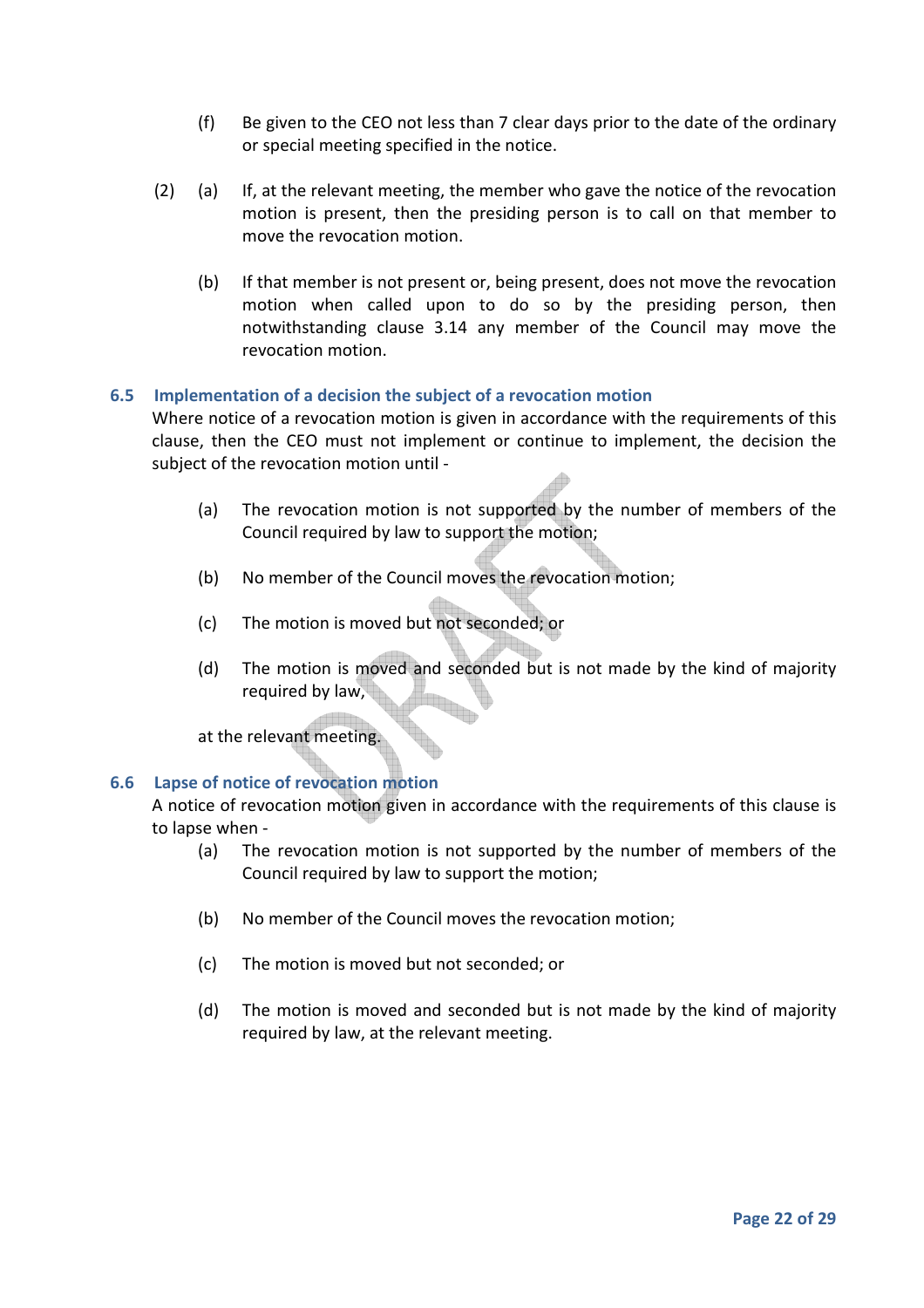(f) Be given to the CEO not less than 7 clear days prior to the date of the ordinary or special meeting specified in the notice.

(2) (a) If, at the relevant meeting, the member who gave the notice of the revocation motion is present, then the presiding person is to call on that member to move the revocation motion.

(b) If that member is not present or, being present, does not move the revocation motion when called upon to do so by the presiding person, then notwithstanding clause 3.14 any member of the Council may move the revocation motion.

### 6.5 Implementation of a decision the subject of a revocation motion

Where notice of a revocation motion is given in accordance with the requirements of this clause, then the CEO must not implement or continue to implement, the decision the subject of the revocation motion until -

(a) The revocation motion is not supported by the number of members of the Council required by law to support the motion;

(b) No member of the Council moves the revocation motion;

(c) The motion is moved but not seconded; or

(d) The motion is moved and seconded but is not made by the kind of majority required by law,

at the relevant meeting.

### 6.6 Lapse of notice of revocation motion

A notice of revocation motion given in accordance with the requirements of this clause is to lapse when -

(a) The revocation motion is not supported by the number of members of the Council required by law to support the motion;

(b) No member of the Council moves the revocation motion;

(c) The motion is moved but not seconded; or

(d) The motion is moved and seconded but is not made by the kind of majority required by law, at the relevant meeting.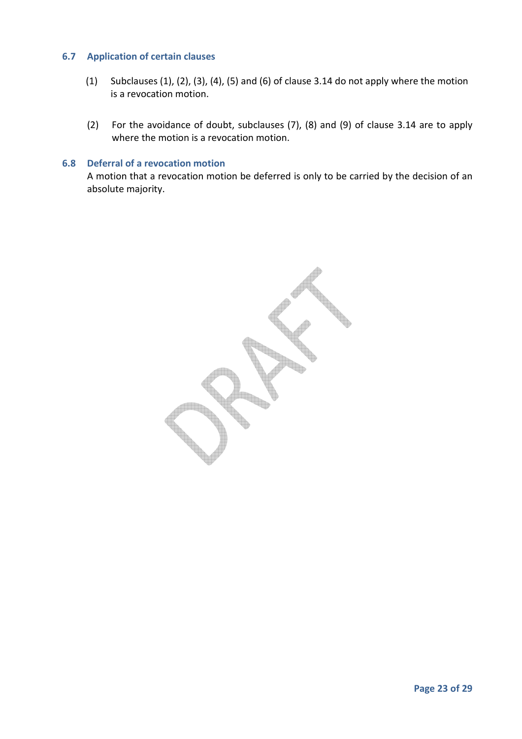### 6.7 Application of certain clauses

(1) Subclauses (1), (2), (3), (4), (5) and (6) of clause 3.14 do not apply where the motion is a revocation motion.

(2) For the avoidance of doubt, subclauses (7), (8) and (9) of clause 3.14 are to apply where the motion is a revocation motion.

### 6.8 Deferral of a revocation motion

A motion that a revocation motion be deferred is only to be carried by the decision of an absolute majority.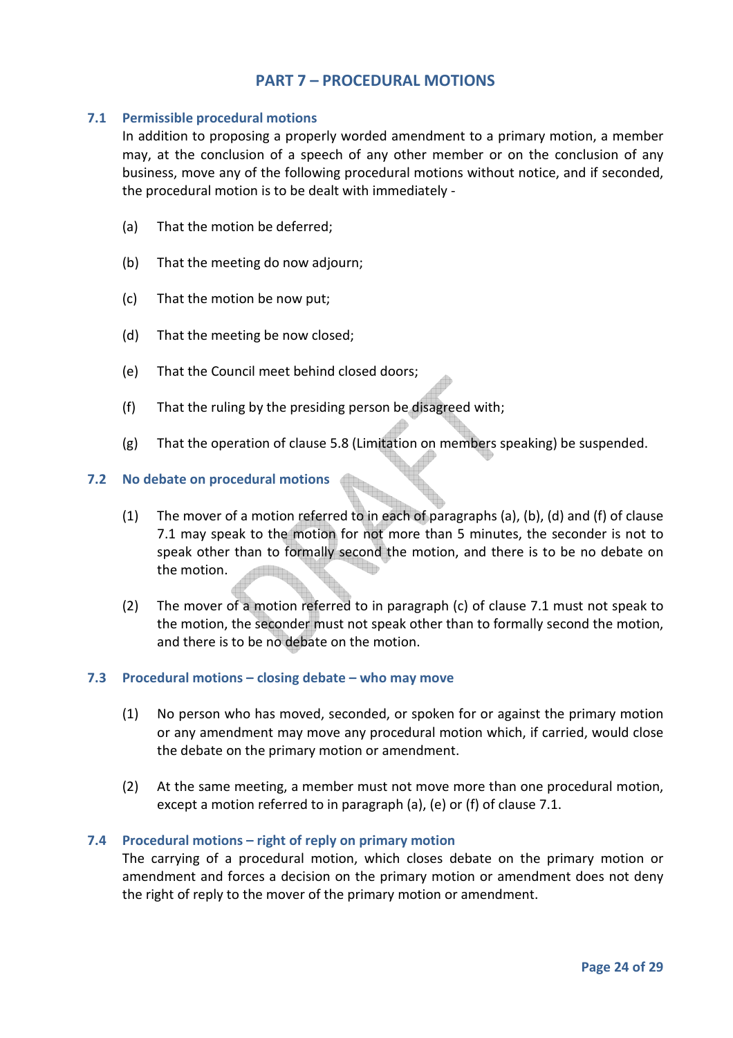# PART 7 – PROCEDURAL MOTIONS

## 7.1 Permissible procedural motions

In addition to proposing a properly worded amendment to a primary motion, a member may, at the conclusion of a speech of any other member or on the conclusion of any business, move any of the following procedural motions without notice, and if seconded, the procedural motion is to be dealt with immediately -

(a) That the motion be deferred;

(b) That the meeting do now adjourn;

(c) That the motion be now put;

(d) That the meeting be now closed;

(e) That the Council meet behind closed doors;

(f) That the ruling by the presiding person be disagreed with;

(g) That the operation of clause 5.8 (Limitation on members speaking) be suspended.

## 7.2 No debate on procedural motions

(1) The mover of a motion referred to in each of paragraphs (a), (b), (d) and (f) of clause 7.1 may speak to the motion for not more than 5 minutes, the seconder is not to speak other than to formally second the motion, and there is to be no debate on the motion.

(2) The mover of a motion referred to in paragraph (c) of clause 7.1 must not speak to the motion, the seconder must not speak other than to formally second the motion, and there is to be no debate on the motion.

## 7.3 Procedural motions – closing debate – who may move

(1) No person who has moved, seconded, or spoken for or against the primary motion or any amendment may move any procedural motion which, if carried, would close the debate on the primary motion or amendment.

(2) At the same meeting, a member must not move more than one procedural motion, except a motion referred to in paragraph (a), (e) or (f) of clause 7.1.

## 7.4 Procedural motions – right of reply on primary motion

The carrying of a procedural motion, which closes debate on the primary motion or amendment and forces a decision on the primary motion or amendment does not deny the right of reply to the mover of the primary motion or amendment.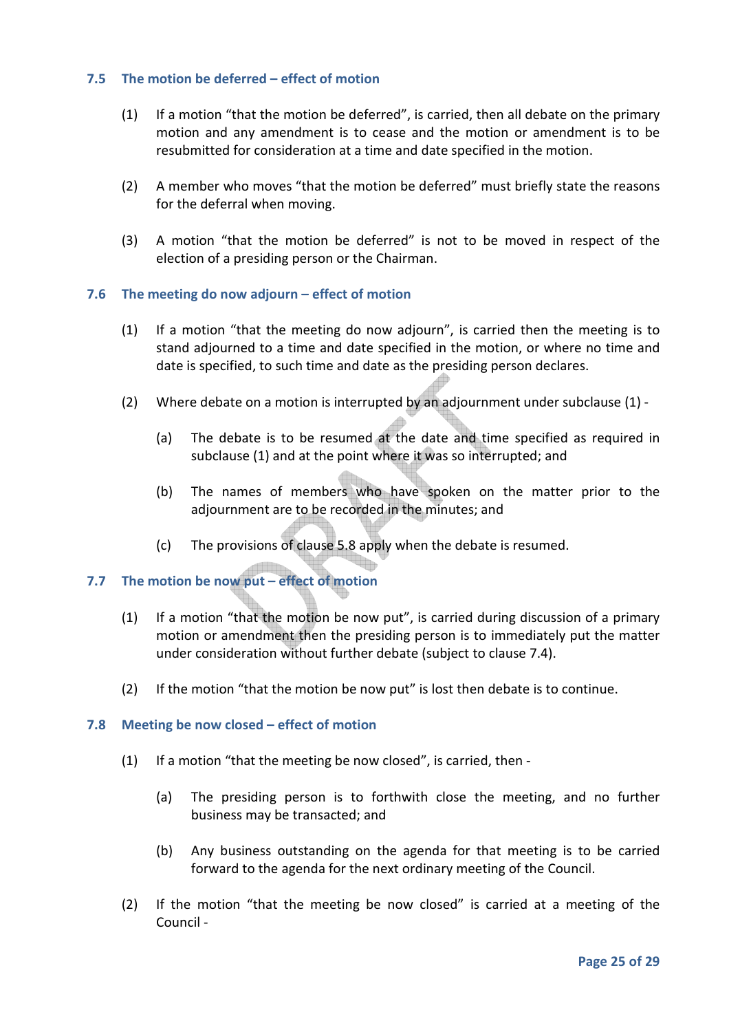### 7.5 The motion be deferred – effect of motion

(1) If a motion "that the motion be deferred", is carried, then all debate on the primary motion and any amendment is to cease and the motion or amendment is to be resubmitted for consideration at a time and date specified in the motion.

(2) A member who moves "that the motion be deferred" must briefly state the reasons for the deferral when moving.

(3) A motion "that the motion be deferred" is not to be moved in respect of the election of a presiding person or the Chairman.

### 7.6 The meeting do now adjourn – effect of motion

(1) If a motion "that the meeting do now adjourn", is carried then the meeting is to stand adjourned to a time and date specified in the motion, or where no time and date is specified, to such time and date as the presiding person declares.

(2) Where debate on a motion is interrupted by an adjournment under subclause (1) -

(a) The debate is to be resumed at the date and time specified as required in subclause (1) and at the point where it was so interrupted; and

(b) The names of members who have spoken on the matter prior to the adjournment are to be recorded in the minutes; and

(c) The provisions of clause 5.8 apply when the debate is resumed.

### 7.7 The motion be now put – effect of motion

(1) If a motion "that the motion be now put", is carried during discussion of a primary motion or amendment then the presiding person is to immediately put the matter under consideration without further debate (subject to clause 7.4).

(2) If the motion "that the motion be now put" is lost then debate is to continue.

### 7.8 Meeting be now closed – effect of motion

(1) If a motion "that the meeting be now closed", is carried, then -

(a) The presiding person is to forthwith close the meeting, and no further business may be transacted; and

(b) Any business outstanding on the agenda for that meeting is to be carried forward to the agenda for the next ordinary meeting of the Council.

(2) If the motion "that the meeting be now closed" is carried at a meeting of the Council -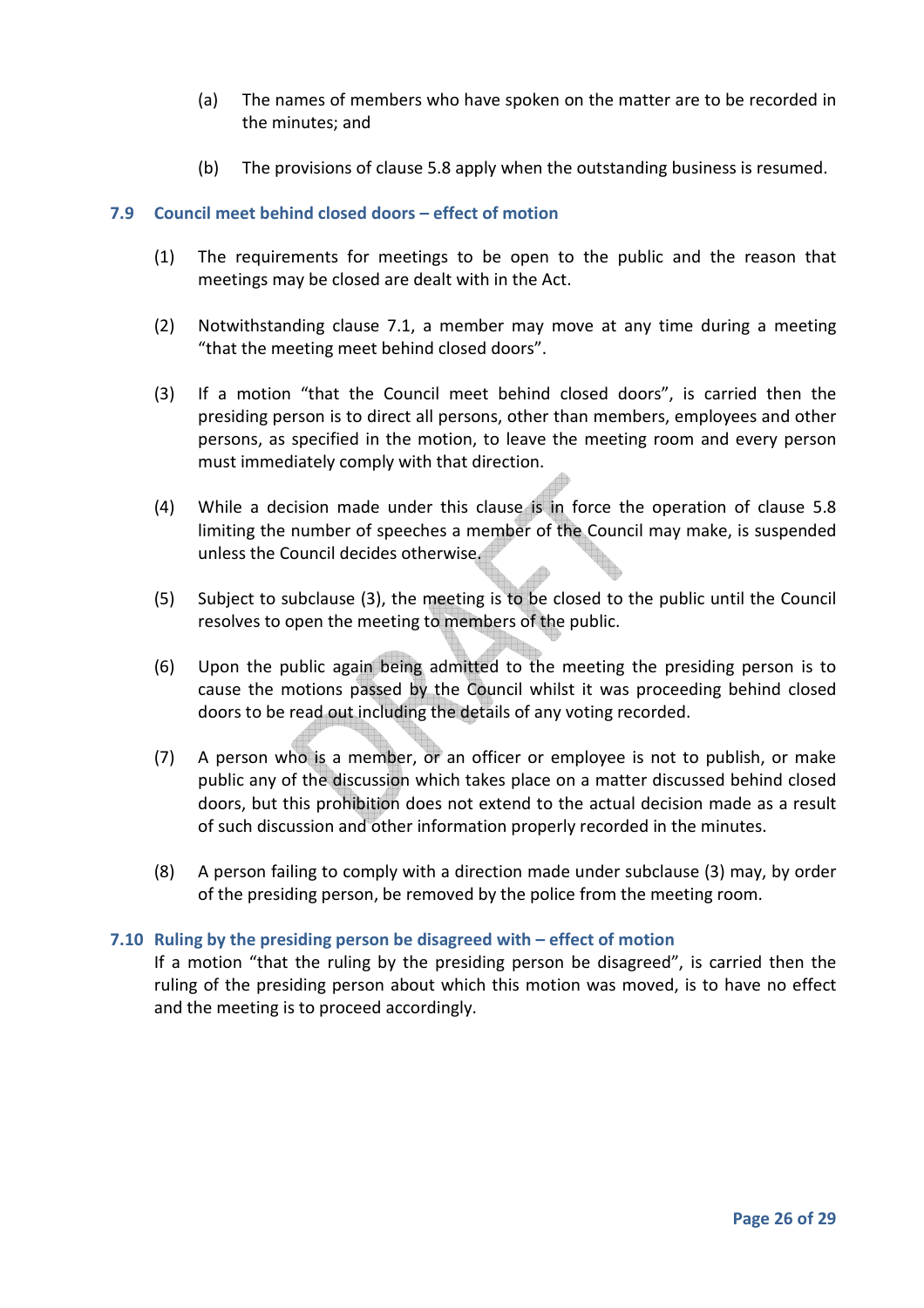(a) The names of members who have spoken on the matter are to be recorded in the minutes; and

(b) The provisions of clause 5.8 apply when the outstanding business is resumed.

### 7.9 Council meet behind closed doors – effect of motion

(1) The requirements for meetings to be open to the public and the reason that meetings may be closed are dealt with in the Act.

(2) Notwithstanding clause 7.1, a member may move at any time during a meeting "that the meeting meet behind closed doors".

(3) If a motion "that the Council meet behind closed doors", is carried then the presiding person is to direct all persons, other than members, employees and other persons, as specified in the motion, to leave the meeting room and every person must immediately comply with that direction.

(4) While a decision made under this clause is in force the operation of clause 5.8 limiting the number of speeches a member of the Council may make, is suspended unless the Council decides otherwise.

(5) Subject to subclause (3), the meeting is to be closed to the public until the Council resolves to open the meeting to members of the public.

(6) Upon the public again being admitted to the meeting the presiding person is to cause the motions passed by the Council whilst it was proceeding behind closed doors to be read out including the details of any voting recorded.

(7) A person who is a member, or an officer or employee is not to publish, or make public any of the discussion which takes place on a matter discussed behind closed doors, but this prohibition does not extend to the actual decision made as a result of such discussion and other information properly recorded in the minutes.

(8) A person failing to comply with a direction made under subclause (3) may, by order of the presiding person, be removed by the police from the meeting room.

### 7.10 Ruling by the presiding person be disagreed with – effect of motion

If a motion "that the ruling by the presiding person be disagreed", is carried then the ruling of the presiding person about which this motion was moved, is to have no effect and the meeting is to proceed accordingly.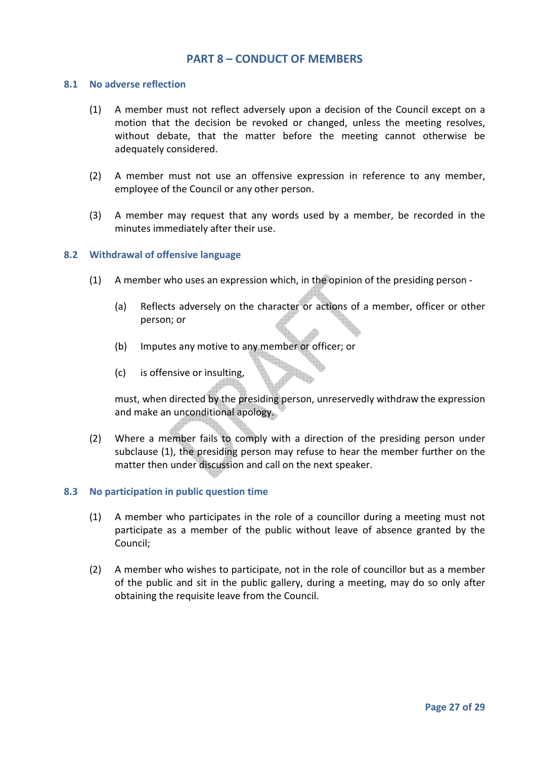## PART 8 – CONDUCT OF MEMBERS

### 8.1 No adverse reflection

(1) A member must not reflect adversely upon a decision of the Council except on a motion that the decision be revoked or changed, unless the meeting resolves, without debate, that the matter before the meeting cannot otherwise be adequately considered.

(2) A member must not use an offensive expression in reference to any member, employee of the Council or any other person.

(3) A member may request that any words used by a member, be recorded in the minutes immediately after their use.

### 8.2 Withdrawal of offensive language

(1) A member who uses an expression which, in the opinion of the presiding person -

(a) Reflects adversely on the character or actions of a member, officer or other person; or

(b) Imputes any motive to any member or officer; or

(c) is offensive or insulting,

must, when directed by the presiding person, unreservedly withdraw the expression and make an unconditional apology.

(2) Where a member fails to comply with a direction of the presiding person under subclause (1), the presiding person may refuse to hear the member further on the matter then under discussion and call on the next speaker.

### 8.3 No participation in public question time

(1) A member who participates in the role of a councillor during a meeting must not participate as a member of the public without leave of absence granted by the Council;

(2) A member who wishes to participate, not in the role of councillor but as a member of the public and sit in the public gallery, during a meeting, may do so only after obtaining the requisite leave from the Council.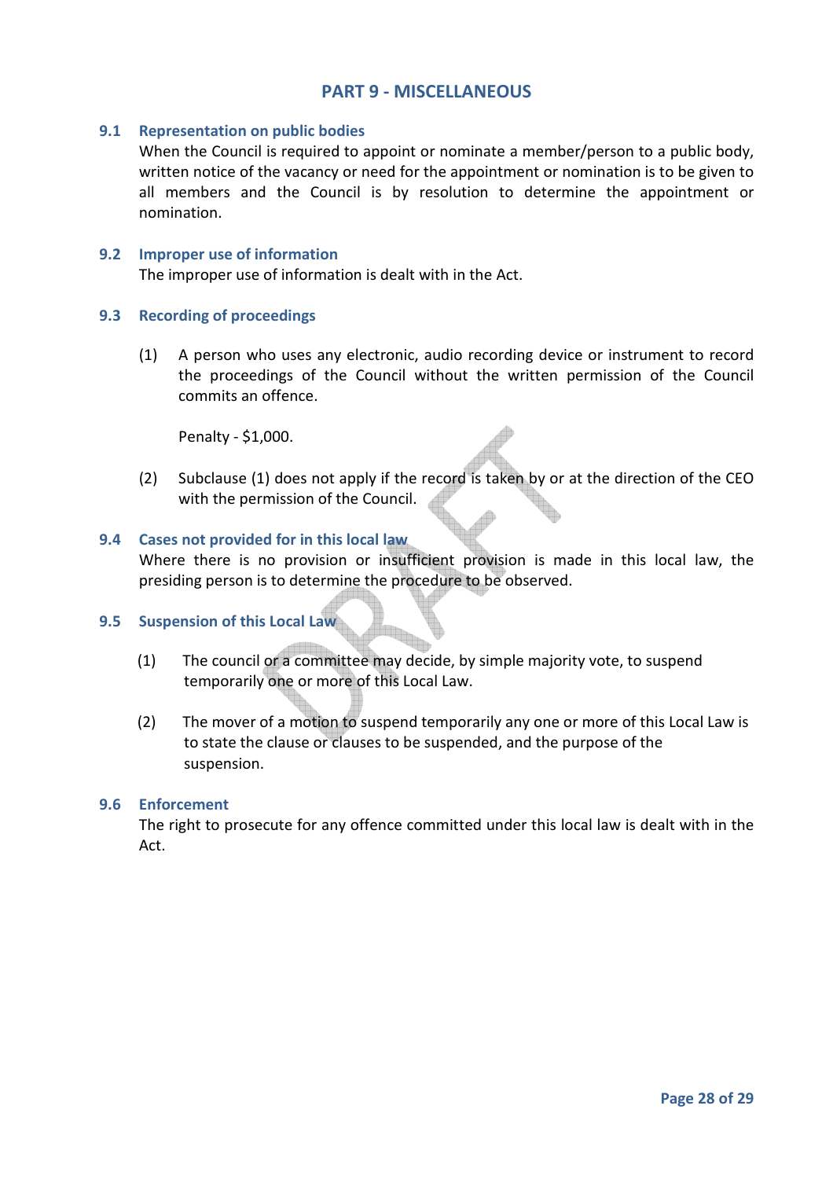# PART 9 - MISCELLANEOUS

## 9.1 Representation on public bodies

When the Council is required to appoint or nominate a member/person to a public body, written notice of the vacancy or need for the appointment or nomination is to be given to all members and the Council is by resolution to determine the appointment or nomination.

## 9.2 Improper use of information

The improper use of information is dealt with in the Act.

## 9.3 Recording of proceedings

(1) A person who uses any electronic, audio recording device or instrument to record the proceedings of the Council without the written permission of the Council commits an offence.

Penalty - $1,000.

(2) Subclause (1) does not apply if the record is taken by or at the direction of the CEO with the permission of the Council.

## 9.4 Cases not provided for in this local law

Where there is no provision or insufficient provision is made in this local law, the presiding person is to determine the procedure to be observed.

## 9.5 Suspension of this Local Law

(1) The council or a committee may decide, by simple majority vote, to suspend temporarily one or more of this Local Law.

(2) The mover of a motion to suspend temporarily any one or more of this Local Law is to state the clause or clauses to be suspended, and the purpose of the suspension.

## 9.6 Enforcement

The right to prosecute for any offence committed under this local law is dealt with in the Act.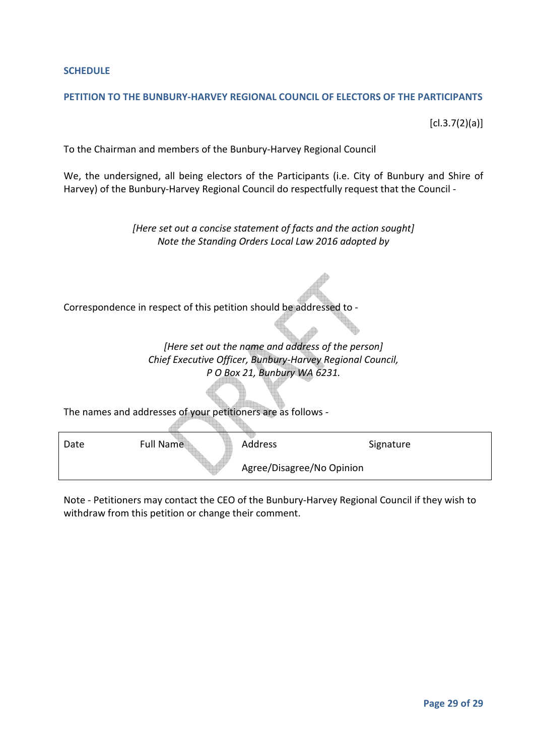## SCHEDULE

## PETITION TO THE BUNBURY-HARVEY REGIONAL COUNCIL OF ELECTORS OF THE PARTICIPANTS

[cl.3.7(2)(a)]

To the Chairman and members of the Bunbury-Harvey Regional Council

We, the undersigned, all being electors of the Participants (i.e. City of Bunbury and Shire of Harvey) of the Bunbury-Harvey Regional Council do respectfully request that the Council -

*[Here set out a concise statement of facts and the action sought]*
*Note the Standing Orders Local Law 2016 adopted by*

Correspondence in respect of this petition should be addressed to -

*[Here set out the name and address of the person]*
*Chief Executive Officer, Bunbury-Harvey Regional Council,*
*P O Box 21, Bunbury WA 6231.*

The names and addresses of your petitioners are as follows -

| Date | Full Name | Address | Signature |
|---|---|---|---|
| | | Agree/Disagree/No Opinion | |

Note - Petitioners may contact the CEO of the Bunbury-Harvey Regional Council if they wish to withdraw from this petition or change their comment.